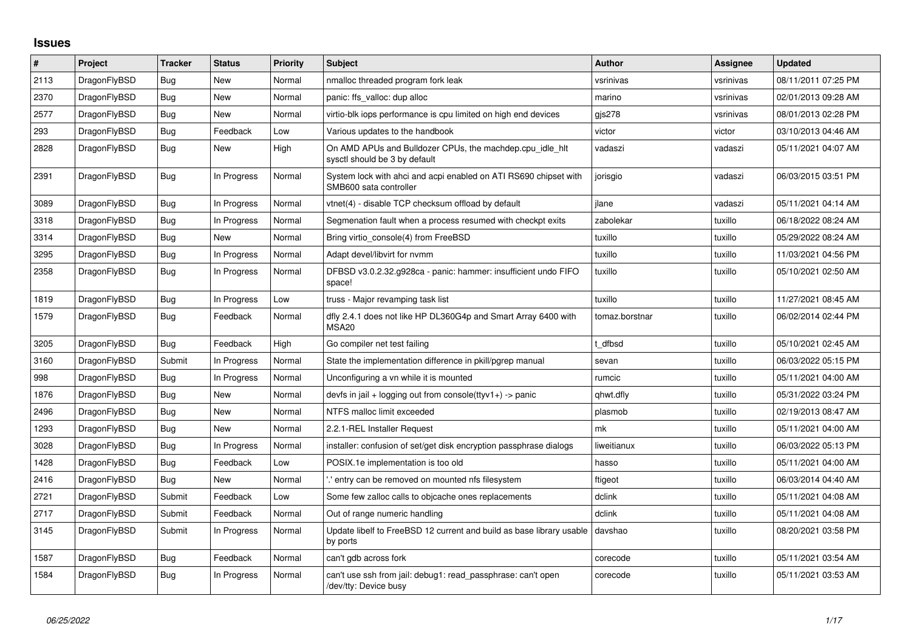# Issues

| # | Project | Tracker | Status | Priority | Subject | Author | Assignee | Updated |
|---|---|---|---|---|---|---|---|---|
| 2113 | DragonFlyBSD | Bug | New | Normal | nmalloc threaded program fork leak | vsrinivas | vsrinivas | 08/11/2011 07:25 PM |
| 2370 | DragonFlyBSD | Bug | New | Normal | panic: ffs_valloc: dup alloc | marino | vsrinivas | 02/01/2013 09:28 AM |
| 2577 | DragonFlyBSD | Bug | New | Normal | virtio-blk iops performance is cpu limited on high end devices | gjs278 | vsrinivas | 08/01/2013 02:28 PM |
| 293 | DragonFlyBSD | Bug | Feedback | Low | Various updates to the handbook | victor | victor | 03/10/2013 04:46 AM |
| 2828 | DragonFlyBSD | Bug | New | High | On AMD APUs and Bulldozer CPUs, the machdep.cpu_idle_hlt sysctl should be 3 by default | vadaszi | vadaszi | 05/11/2021 04:07 AM |
| 2391 | DragonFlyBSD | Bug | In Progress | Normal | System lock with ahci and acpi enabled on ATI RS690 chipset with SMB600 sata controller | jorisgio | vadaszi | 06/03/2015 03:51 PM |
| 3089 | DragonFlyBSD | Bug | In Progress | Normal | vtnet(4) - disable TCP checksum offload by default | jlane | vadaszi | 05/11/2021 04:14 AM |
| 3318 | DragonFlyBSD | Bug | In Progress | Normal | Segmenation fault when a process resumed with checkpt exits | zabolekar | tuxillo | 06/18/2022 08:24 AM |
| 3314 | DragonFlyBSD | Bug | New | Normal | Bring virtio_console(4) from FreeBSD | tuxillo | tuxillo | 05/29/2022 08:24 AM |
| 3295 | DragonFlyBSD | Bug | In Progress | Normal | Adapt devel/libvirt for nvmm | tuxillo | tuxillo | 11/03/2021 04:56 PM |
| 2358 | DragonFlyBSD | Bug | In Progress | Normal | DFBSD v3.0.2.32.g928ca - panic: hammer: insufficient undo FIFO space! | tuxillo | tuxillo | 05/10/2021 02:50 AM |
| 1819 | DragonFlyBSD | Bug | In Progress | Low | truss - Major revamping task list | tuxillo | tuxillo | 11/27/2021 08:45 AM |
| 1579 | DragonFlyBSD | Bug | Feedback | Normal | dfly 2.4.1 does not like HP DL360G4p and Smart Array 6400 with MSA20 | tomaz.borstnar | tuxillo | 06/02/2014 02:44 PM |
| 3205 | DragonFlyBSD | Bug | Feedback | High | Go compiler net test failing | t_dfbsd | tuxillo | 05/10/2021 02:45 AM |
| 3160 | DragonFlyBSD | Submit | In Progress | Normal | State the implementation difference in pkill/pgrep manual | sevan | tuxillo | 06/03/2022 05:15 PM |
| 998 | DragonFlyBSD | Bug | In Progress | Normal | Unconfiguring a vn while it is mounted | rumcic | tuxillo | 05/11/2021 04:00 AM |
| 1876 | DragonFlyBSD | Bug | New | Normal | devfs in jail + logging out from console(ttyv1+) -> panic | qhwt.dfly | tuxillo | 05/31/2022 03:24 PM |
| 2496 | DragonFlyBSD | Bug | New | Normal | NTFS malloc limit exceeded | plasmob | tuxillo | 02/19/2013 08:47 AM |
| 1293 | DragonFlyBSD | Bug | New | Normal | 2.2.1-REL Installer Request | mk | tuxillo | 05/11/2021 04:00 AM |
| 3028 | DragonFlyBSD | Bug | In Progress | Normal | installer: confusion of set/get disk encryption passphrase dialogs | liweitianux | tuxillo | 06/03/2022 05:13 PM |
| 1428 | DragonFlyBSD | Bug | Feedback | Low | POSIX.1e implementation is too old | hasso | tuxillo | 05/11/2021 04:00 AM |
| 2416 | DragonFlyBSD | Bug | New | Normal | '.' entry can be removed on mounted nfs filesystem | ftigeot | tuxillo | 06/03/2014 04:40 AM |
| 2721 | DragonFlyBSD | Submit | Feedback | Low | Some few zalloc calls to objcache ones replacements | dclink | tuxillo | 05/11/2021 04:08 AM |
| 2717 | DragonFlyBSD | Submit | Feedback | Normal | Out of range numeric handling | dclink | tuxillo | 05/11/2021 04:08 AM |
| 3145 | DragonFlyBSD | Submit | In Progress | Normal | Update libelf to FreeBSD 12 current and build as base library usable by ports | davshao | tuxillo | 08/20/2021 03:58 PM |
| 1587 | DragonFlyBSD | Bug | Feedback | Normal | can't gdb across fork | corecode | tuxillo | 05/11/2021 03:54 AM |
| 1584 | DragonFlyBSD | Bug | In Progress | Normal | can't use ssh from jail: debug1: read_passphrase: can't open /dev/tty: Device busy | corecode | tuxillo | 05/11/2021 03:53 AM |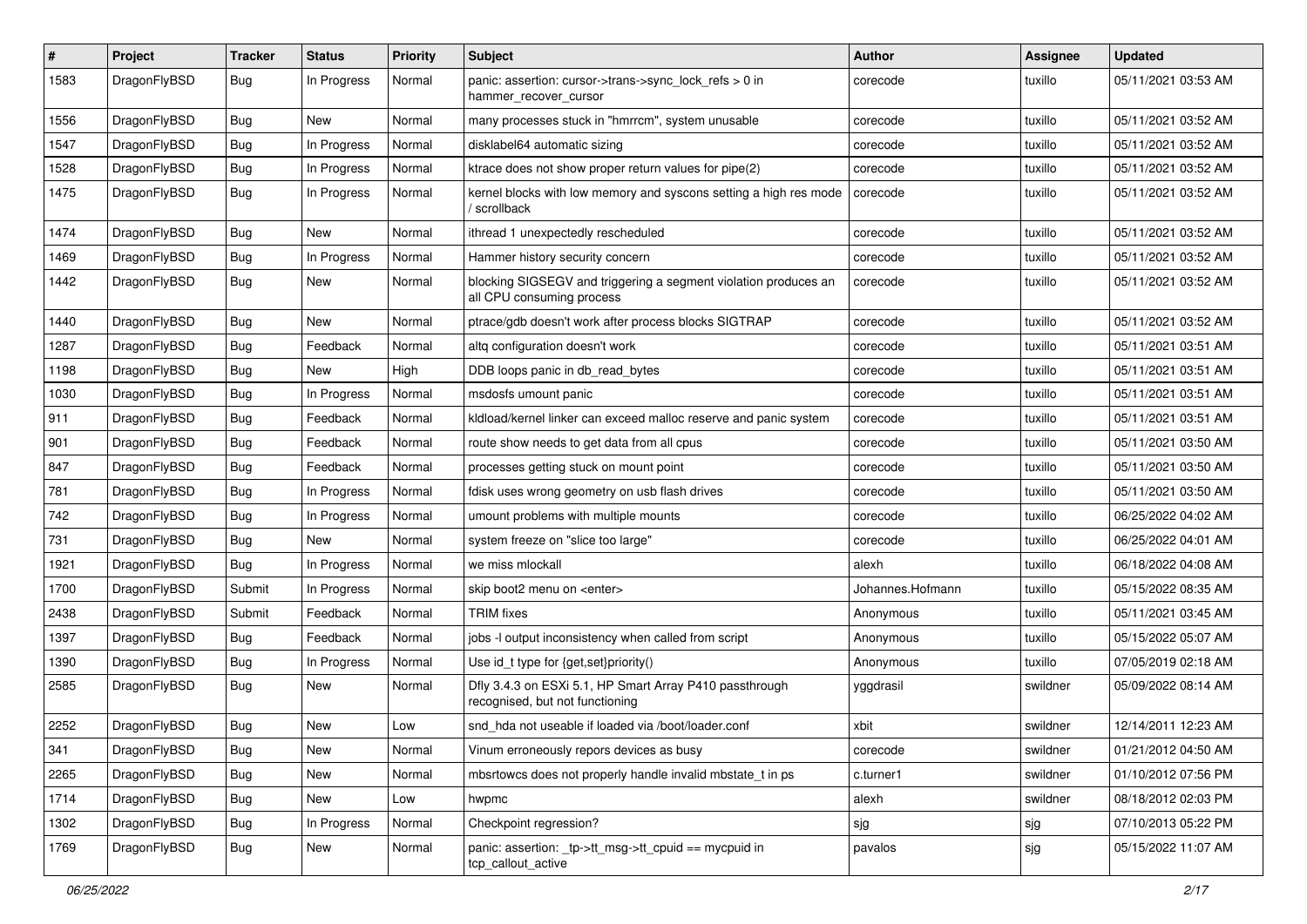| # | Project | Tracker | Status | Priority | Subject | Author | Assignee | Updated |
|---|---|---|---|---|---|---|---|---|
| 1583 | DragonFlyBSD | Bug | In Progress | Normal | panic: assertion: cursor->trans->sync_lock_refs > 0 in hammer_recover_cursor | corecode | tuxillo | 05/11/2021 03:53 AM |
| 1556 | DragonFlyBSD | Bug | New | Normal | many processes stuck in "hmrrcm", system unusable | corecode | tuxillo | 05/11/2021 03:52 AM |
| 1547 | DragonFlyBSD | Bug | In Progress | Normal | disklabel64 automatic sizing | corecode | tuxillo | 05/11/2021 03:52 AM |
| 1528 | DragonFlyBSD | Bug | In Progress | Normal | ktrace does not show proper return values for pipe(2) | corecode | tuxillo | 05/11/2021 03:52 AM |
| 1475 | DragonFlyBSD | Bug | In Progress | Normal | kernel blocks with low memory and syscons setting a high res mode / scrollback | corecode | tuxillo | 05/11/2021 03:52 AM |
| 1474 | DragonFlyBSD | Bug | New | Normal | ithread 1 unexpectedly rescheduled | corecode | tuxillo | 05/11/2021 03:52 AM |
| 1469 | DragonFlyBSD | Bug | In Progress | Normal | Hammer history security concern | corecode | tuxillo | 05/11/2021 03:52 AM |
| 1442 | DragonFlyBSD | Bug | New | Normal | blocking SIGSEGV and triggering a segment violation produces an all CPU consuming process | corecode | tuxillo | 05/11/2021 03:52 AM |
| 1440 | DragonFlyBSD | Bug | New | Normal | ptrace/gdb doesn't work after process blocks SIGTRAP | corecode | tuxillo | 05/11/2021 03:52 AM |
| 1287 | DragonFlyBSD | Bug | Feedback | Normal | altq configuration doesn't work | corecode | tuxillo | 05/11/2021 03:51 AM |
| 1198 | DragonFlyBSD | Bug | New | High | DDB loops panic in db_read_bytes | corecode | tuxillo | 05/11/2021 03:51 AM |
| 1030 | DragonFlyBSD | Bug | In Progress | Normal | msdosfs umount panic | corecode | tuxillo | 05/11/2021 03:51 AM |
| 911 | DragonFlyBSD | Bug | Feedback | Normal | kldload/kernel linker can exceed malloc reserve and panic system | corecode | tuxillo | 05/11/2021 03:51 AM |
| 901 | DragonFlyBSD | Bug | Feedback | Normal | route show needs to get data from all cpus | corecode | tuxillo | 05/11/2021 03:50 AM |
| 847 | DragonFlyBSD | Bug | Feedback | Normal | processes getting stuck on mount point | corecode | tuxillo | 05/11/2021 03:50 AM |
| 781 | DragonFlyBSD | Bug | In Progress | Normal | fdisk uses wrong geometry on usb flash drives | corecode | tuxillo | 05/11/2021 03:50 AM |
| 742 | DragonFlyBSD | Bug | In Progress | Normal | umount problems with multiple mounts | corecode | tuxillo | 06/25/2022 04:02 AM |
| 731 | DragonFlyBSD | Bug | New | Normal | system freeze on "slice too large" | corecode | tuxillo | 06/25/2022 04:01 AM |
| 1921 | DragonFlyBSD | Bug | In Progress | Normal | we miss mlockall | alexh | tuxillo | 06/18/2022 04:08 AM |
| 1700 | DragonFlyBSD | Submit | In Progress | Normal | skip boot2 menu on <enter> | Johannes.Hofmann | tuxillo | 05/15/2022 08:35 AM |
| 2438 | DragonFlyBSD | Submit | Feedback | Normal | TRIM fixes | Anonymous | tuxillo | 05/11/2021 03:45 AM |
| 1397 | DragonFlyBSD | Bug | Feedback | Normal | jobs -l output inconsistency when called from script | Anonymous | tuxillo | 05/15/2022 05:07 AM |
| 1390 | DragonFlyBSD | Bug | In Progress | Normal | Use id_t type for {get,set}priority() | Anonymous | tuxillo | 07/05/2019 02:18 AM |
| 2585 | DragonFlyBSD | Bug | New | Normal | Dfly 3.4.3 on ESXi 5.1, HP Smart Array P410 passthrough recognised, but not functioning | yggdrasil | swildner | 05/09/2022 08:14 AM |
| 2252 | DragonFlyBSD | Bug | New | Low | snd_hda not useable if loaded via /boot/loader.conf | xbit | swildner | 12/14/2011 12:23 AM |
| 341 | DragonFlyBSD | Bug | New | Normal | Vinum erroneously repors devices as busy | corecode | swildner | 01/21/2012 04:50 AM |
| 2265 | DragonFlyBSD | Bug | New | Normal | mbsrtowcs does not properly handle invalid mbstate_t in ps | c.turner1 | swildner | 01/10/2012 07:56 PM |
| 1714 | DragonFlyBSD | Bug | New | Low | hwpmc | alexh | swildner | 08/18/2012 02:03 PM |
| 1302 | DragonFlyBSD | Bug | In Progress | Normal | Checkpoint regression? | sjg | sjg | 07/10/2013 05:22 PM |
| 1769 | DragonFlyBSD | Bug | New | Normal | panic: assertion: _tp->tt_msg->tt_cpuid == mycpuid in tcp_callout_active | pavalos | sjg | 05/15/2022 11:07 AM |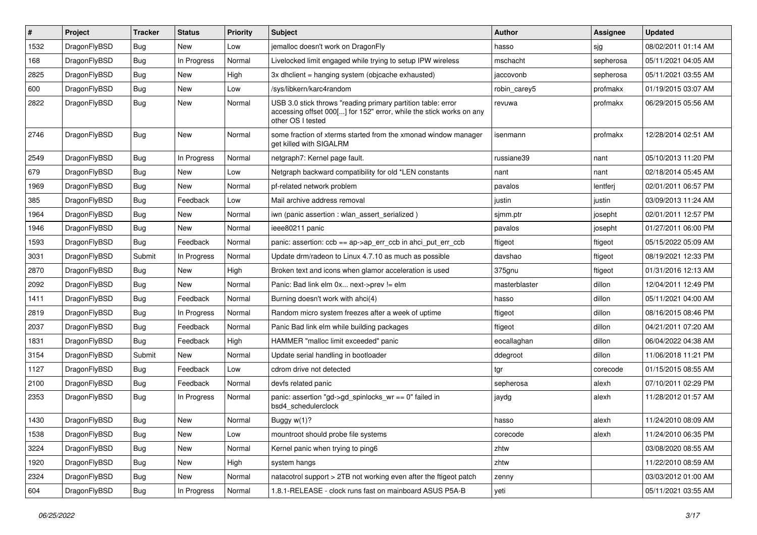| # | Project | Tracker | Status | Priority | Subject | Author | Assignee | Updated |
|---|---|---|---|---|---|---|---|---|
| 1532 | DragonFlyBSD | Bug | New | Low | jemalloc doesn't work on DragonFly | hasso | sjg | 08/02/2011 01:14 AM |
| 168 | DragonFlyBSD | Bug | In Progress | Normal | Livelocked limit engaged while trying to setup IPW wireless | mschacht | sepherosa | 05/11/2021 04:05 AM |
| 2825 | DragonFlyBSD | Bug | New | High | 3x dhclient = hanging system (objcache exhausted) | jaccovonb | sepherosa | 05/11/2021 03:55 AM |
| 600 | DragonFlyBSD | Bug | New | Low | /sys/libkern/karc4random | robin_carey5 | profmakx | 01/19/2015 03:07 AM |
| 2822 | DragonFlyBSD | Bug | New | Normal | USB 3.0 stick throws "reading primary partition table: error accessing offset 000[...] for 152" error, while the stick works on any other OS I tested | revuwa | profmakx | 06/29/2015 05:56 AM |
| 2746 | DragonFlyBSD | Bug | New | Normal | some fraction of xterms started from the xmonad window manager get killed with SIGALRM | isenmann | profmakx | 12/28/2014 02:51 AM |
| 2549 | DragonFlyBSD | Bug | In Progress | Normal | netgraph7: Kernel page fault. | russiane39 | nant | 05/10/2013 11:20 PM |
| 679 | DragonFlyBSD | Bug | New | Low | Netgraph backward compatibility for old *LEN constants | nant | nant | 02/18/2014 05:45 AM |
| 1969 | DragonFlyBSD | Bug | New | Normal | pf-related network problem | pavalos | lentferj | 02/01/2011 06:57 PM |
| 385 | DragonFlyBSD | Bug | Feedback | Low | Mail archive address removal | justin | justin | 03/09/2013 11:24 AM |
| 1964 | DragonFlyBSD | Bug | New | Normal | iwn (panic assertion : wlan_assert_serialized ) | sjmm.ptr | josepht | 02/01/2011 12:57 PM |
| 1946 | DragonFlyBSD | Bug | New | Normal | ieee80211 panic | pavalos | josepht | 01/27/2011 06:00 PM |
| 1593 | DragonFlyBSD | Bug | Feedback | Normal | panic: assertion: ccb == ap->ap_err_ccb in ahci_put_err_ccb | ftigeot | ftigeot | 05/15/2022 05:09 AM |
| 3031 | DragonFlyBSD | Submit | In Progress | Normal | Update drm/radeon to Linux 4.7.10 as much as possible | davshao | ftigeot | 08/19/2021 12:33 PM |
| 2870 | DragonFlyBSD | Bug | New | High | Broken text and icons when glamor acceleration is used | 375gnu | ftigeot | 01/31/2016 12:13 AM |
| 2092 | DragonFlyBSD | Bug | New | Normal | Panic: Bad link elm 0x... next->prev != elm | masterblaster | dillon | 12/04/2011 12:49 PM |
| 1411 | DragonFlyBSD | Bug | Feedback | Normal | Burning doesn't work with ahci(4) | hasso | dillon | 05/11/2021 04:00 AM |
| 2819 | DragonFlyBSD | Bug | In Progress | Normal | Random micro system freezes after a week of uptime | ftigeot | dillon | 08/16/2015 08:46 PM |
| 2037 | DragonFlyBSD | Bug | Feedback | Normal | Panic Bad link elm while building packages | ftigeot | dillon | 04/21/2011 07:20 AM |
| 1831 | DragonFlyBSD | Bug | Feedback | High | HAMMER "malloc limit exceeded" panic | eocallaghan | dillon | 06/04/2022 04:38 AM |
| 3154 | DragonFlyBSD | Submit | New | Normal | Update serial handling in bootloader | ddegroot | dillon | 11/06/2018 11:21 PM |
| 1127 | DragonFlyBSD | Bug | Feedback | Low | cdrom drive not detected | tgr | corecode | 01/15/2015 08:55 AM |
| 2100 | DragonFlyBSD | Bug | Feedback | Normal | devfs related panic | sepherosa | alexh | 07/10/2011 02:29 PM |
| 2353 | DragonFlyBSD | Bug | In Progress | Normal | panic: assertion "gd->gd_spinlocks_wr == 0" failed in bsd4_schedulerclock | jaydg | alexh | 11/28/2012 01:57 AM |
| 1430 | DragonFlyBSD | Bug | New | Normal | Buggy w(1)? | hasso | alexh | 11/24/2010 08:09 AM |
| 1538 | DragonFlyBSD | Bug | New | Low | mountroot should probe file systems | corecode | alexh | 11/24/2010 06:35 PM |
| 3224 | DragonFlyBSD | Bug | New | Normal | Kernel panic when trying to ping6 | zhtw | | 03/08/2020 08:55 AM |
| 1920 | DragonFlyBSD | Bug | New | High | system hangs | zhtw | | 11/22/2010 08:59 AM |
| 2324 | DragonFlyBSD | Bug | New | Normal | natacotrol support > 2TB not working even after the ftigeot patch | zenny | | 03/03/2012 01:00 AM |
| 604 | DragonFlyBSD | Bug | In Progress | Normal | 1.8.1-RELEASE - clock runs fast on mainboard ASUS P5A-B | yeti | | 05/11/2021 03:55 AM |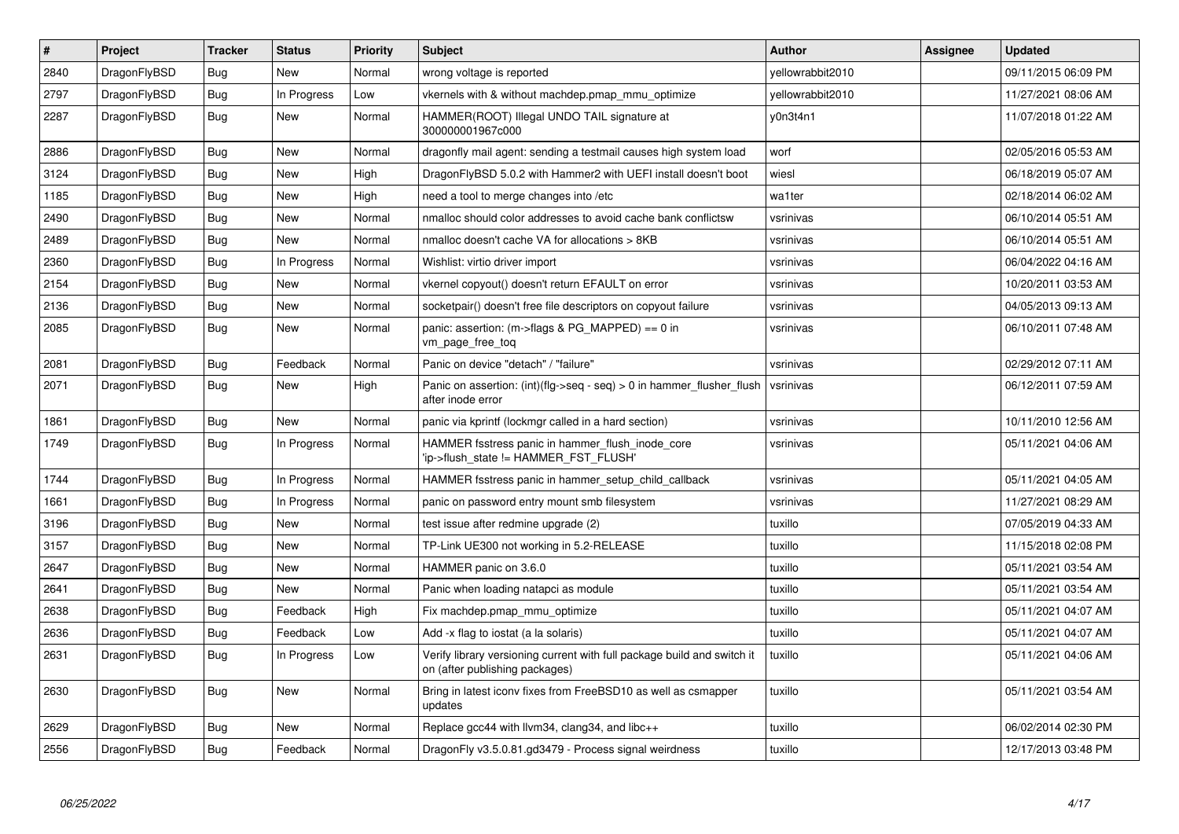| # | Project | Tracker | Status | Priority | Subject | Author | Assignee | Updated |
|---|---|---|---|---|---|---|---|---|
| 2840 | DragonFlyBSD | Bug | New | Normal | wrong voltage is reported | yellowrabbit2010 | | 09/11/2015 06:09 PM |
| 2797 | DragonFlyBSD | Bug | In Progress | Low | vkernels with & without machdep.pmap_mmu_optimize | yellowrabbit2010 | | 11/27/2021 08:06 AM |
| 2287 | DragonFlyBSD | Bug | New | Normal | HAMMER(ROOT) Illegal UNDO TAIL signature at 300000001967c000 | y0n3t4n1 | | 11/07/2018 01:22 AM |
| 2886 | DragonFlyBSD | Bug | New | Normal | dragonfly mail agent: sending a testmail causes high system load | worf | | 02/05/2016 05:53 AM |
| 3124 | DragonFlyBSD | Bug | New | High | DragonFlyBSD 5.0.2 with Hammer2 with UEFI install doesn't boot | wiesl | | 06/18/2019 05:07 AM |
| 1185 | DragonFlyBSD | Bug | New | High | need a tool to merge changes into /etc | wa1ter | | 02/18/2014 06:02 AM |
| 2490 | DragonFlyBSD | Bug | New | Normal | nmalloc should color addresses to avoid cache bank conflictsw | vsrinivas | | 06/10/2014 05:51 AM |
| 2489 | DragonFlyBSD | Bug | New | Normal | nmalloc doesn't cache VA for allocations > 8KB | vsrinivas | | 06/10/2014 05:51 AM |
| 2360 | DragonFlyBSD | Bug | In Progress | Normal | Wishlist: virtio driver import | vsrinivas | | 06/04/2022 04:16 AM |
| 2154 | DragonFlyBSD | Bug | New | Normal | vkernel copyout() doesn't return EFAULT on error | vsrinivas | | 10/20/2011 03:53 AM |
| 2136 | DragonFlyBSD | Bug | New | Normal | socketpair() doesn't free file descriptors on copyout failure | vsrinivas | | 04/05/2013 09:13 AM |
| 2085 | DragonFlyBSD | Bug | New | Normal | panic: assertion: (m->flags & PG_MAPPED) == 0 in vm_page_free_toq | vsrinivas | | 06/10/2011 07:48 AM |
| 2081 | DragonFlyBSD | Bug | Feedback | Normal | Panic on device "detach" / "failure" | vsrinivas | | 02/29/2012 07:11 AM |
| 2071 | DragonFlyBSD | Bug | New | High | Panic on assertion: (int)(flg->seq - seq) > 0 in hammer_flusher_flush after inode error | vsrinivas | | 06/12/2011 07:59 AM |
| 1861 | DragonFlyBSD | Bug | New | Normal | panic via kprintf (lockmgr called in a hard section) | vsrinivas | | 10/11/2010 12:56 AM |
| 1749 | DragonFlyBSD | Bug | In Progress | Normal | HAMMER fsstress panic in hammer_flush_inode_core 'ip->flush_state != HAMMER_FST_FLUSH' | vsrinivas | | 05/11/2021 04:06 AM |
| 1744 | DragonFlyBSD | Bug | In Progress | Normal | HAMMER fsstress panic in hammer_setup_child_callback | vsrinivas | | 05/11/2021 04:05 AM |
| 1661 | DragonFlyBSD | Bug | In Progress | Normal | panic on password entry mount smb filesystem | vsrinivas | | 11/27/2021 08:29 AM |
| 3196 | DragonFlyBSD | Bug | New | Normal | test issue after redmine upgrade (2) | tuxillo | | 07/05/2019 04:33 AM |
| 3157 | DragonFlyBSD | Bug | New | Normal | TP-Link UE300 not working in 5.2-RELEASE | tuxillo | | 11/15/2018 02:08 PM |
| 2647 | DragonFlyBSD | Bug | New | Normal | HAMMER panic on 3.6.0 | tuxillo | | 05/11/2021 03:54 AM |
| 2641 | DragonFlyBSD | Bug | New | Normal | Panic when loading natapci as module | tuxillo | | 05/11/2021 03:54 AM |
| 2638 | DragonFlyBSD | Bug | Feedback | High | Fix machdep.pmap_mmu_optimize | tuxillo | | 05/11/2021 04:07 AM |
| 2636 | DragonFlyBSD | Bug | Feedback | Low | Add -x flag to iostat (a la solaris) | tuxillo | | 05/11/2021 04:07 AM |
| 2631 | DragonFlyBSD | Bug | In Progress | Low | Verify library versioning current with full package build and switch it on (after publishing packages) | tuxillo | | 05/11/2021 04:06 AM |
| 2630 | DragonFlyBSD | Bug | New | Normal | Bring in latest iconv fixes from FreeBSD10 as well as csmapper updates | tuxillo | | 05/11/2021 03:54 AM |
| 2629 | DragonFlyBSD | Bug | New | Normal | Replace gcc44 with llvm34, clang34, and libc++ | tuxillo | | 06/02/2014 02:30 PM |
| 2556 | DragonFlyBSD | Bug | Feedback | Normal | DragonFly v3.5.0.81.gd3479 - Process signal weirdness | tuxillo | | 12/17/2013 03:48 PM |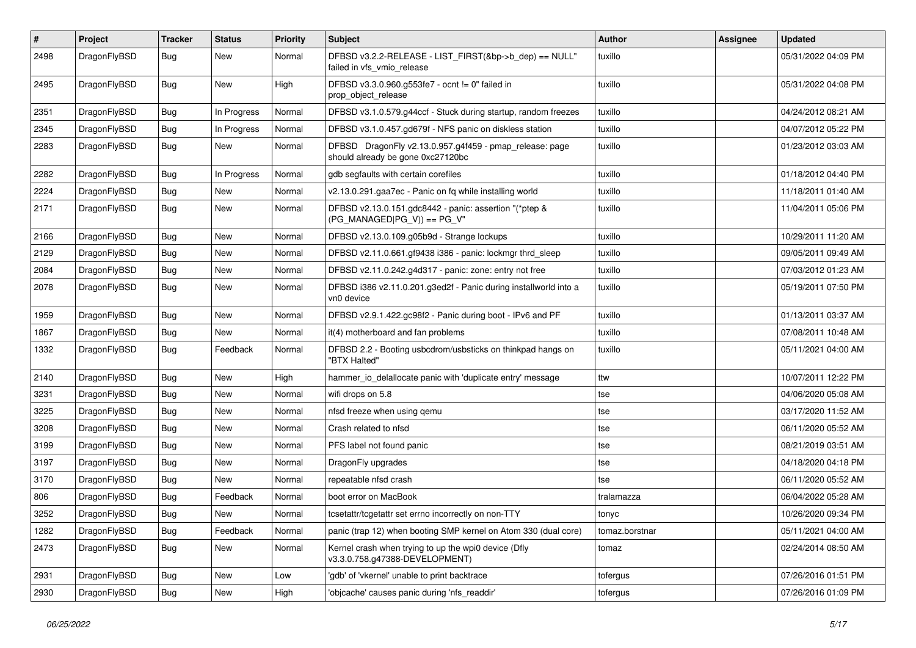| # | Project | Tracker | Status | Priority | Subject | Author | Assignee | Updated |
|---|---|---|---|---|---|---|---|---|
| 2498 | DragonFlyBSD | Bug | New | Normal | DFBSD v3.2.2-RELEASE - LIST_FIRST(&bp->b_dep) == NULL" failed in vfs_vmio_release | tuxillo | | 05/31/2022 04:09 PM |
| 2495 | DragonFlyBSD | Bug | New | High | DFBSD v3.3.0.960.g553fe7 - ocnt != 0" failed in prop_object_release | tuxillo | | 05/31/2022 04:08 PM |
| 2351 | DragonFlyBSD | Bug | In Progress | Normal | DFBSD v3.1.0.579.g44ccf - Stuck during startup, random freezes | tuxillo | | 04/24/2012 08:21 AM |
| 2345 | DragonFlyBSD | Bug | In Progress | Normal | DFBSD v3.1.0.457.gd679f - NFS panic on diskless station | tuxillo | | 04/07/2012 05:22 PM |
| 2283 | DragonFlyBSD | Bug | New | Normal | DFBSD DragonFly v2.13.0.957.g4f459 - pmap_release: page should already be gone 0xc27120bc | tuxillo | | 01/23/2012 03:03 AM |
| 2282 | DragonFlyBSD | Bug | In Progress | Normal | gdb segfaults with certain corefiles | tuxillo | | 01/18/2012 04:40 PM |
| 2224 | DragonFlyBSD | Bug | New | Normal | v2.13.0.291.gaa7ec - Panic on fq while installing world | tuxillo | | 11/18/2011 01:40 AM |
| 2171 | DragonFlyBSD | Bug | New | Normal | DFBSD v2.13.0.151.gdc8442 - panic: assertion "(*ptep & (PG_MANAGED\|PG_V)) == PG_V" | tuxillo | | 11/04/2011 05:06 PM |
| 2166 | DragonFlyBSD | Bug | New | Normal | DFBSD v2.13.0.109.g05b9d - Strange lockups | tuxillo | | 10/29/2011 11:20 AM |
| 2129 | DragonFlyBSD | Bug | New | Normal | DFBSD v2.11.0.661.gf9438 i386 - panic: lockmgr thrd_sleep | tuxillo | | 09/05/2011 09:49 AM |
| 2084 | DragonFlyBSD | Bug | New | Normal | DFBSD v2.11.0.242.g4d317 - panic: zone: entry not free | tuxillo | | 07/03/2012 01:23 AM |
| 2078 | DragonFlyBSD | Bug | New | Normal | DFBSD i386 v2.11.0.201.g3ed2f - Panic during installworld into a vn0 device | tuxillo | | 05/19/2011 07:50 PM |
| 1959 | DragonFlyBSD | Bug | New | Normal | DFBSD v2.9.1.422.gc98f2 - Panic during boot - IPv6 and PF | tuxillo | | 01/13/2011 03:37 AM |
| 1867 | DragonFlyBSD | Bug | New | Normal | it(4) motherboard and fan problems | tuxillo | | 07/08/2011 10:48 AM |
| 1332 | DragonFlyBSD | Bug | Feedback | Normal | DFBSD 2.2 - Booting usbcdrom/usbsticks on thinkpad hangs on "BTX Halted" | tuxillo | | 05/11/2021 04:00 AM |
| 2140 | DragonFlyBSD | Bug | New | High | hammer_io_delallocate panic with 'duplicate entry' message | ttw | | 10/07/2011 12:22 PM |
| 3231 | DragonFlyBSD | Bug | New | Normal | wifi drops on 5.8 | tse | | 04/06/2020 05:08 AM |
| 3225 | DragonFlyBSD | Bug | New | Normal | nfsd freeze when using qemu | tse | | 03/17/2020 11:52 AM |
| 3208 | DragonFlyBSD | Bug | New | Normal | Crash related to nfsd | tse | | 06/11/2020 05:52 AM |
| 3199 | DragonFlyBSD | Bug | New | Normal | PFS label not found panic | tse | | 08/21/2019 03:51 AM |
| 3197 | DragonFlyBSD | Bug | New | Normal | DragonFly upgrades | tse | | 04/18/2020 04:18 PM |
| 3170 | DragonFlyBSD | Bug | New | Normal | repeatable nfsd crash | tse | | 06/11/2020 05:52 AM |
| 806 | DragonFlyBSD | Bug | Feedback | Normal | boot error on MacBook | tralamazza | | 06/04/2022 05:28 AM |
| 3252 | DragonFlyBSD | Bug | New | Normal | tcsetattr/tcgetattr set errno incorrectly on non-TTY | tonyc | | 10/26/2020 09:34 PM |
| 1282 | DragonFlyBSD | Bug | Feedback | Normal | panic (trap 12) when booting SMP kernel on Atom 330 (dual core) | tomaz.borstnar | | 05/11/2021 04:00 AM |
| 2473 | DragonFlyBSD | Bug | New | Normal | Kernel crash when trying to up the wpi0 device (Dfly v3.3.0.758.g47388-DEVELOPMENT) | tomaz | | 02/24/2014 08:50 AM |
| 2931 | DragonFlyBSD | Bug | New | Low | 'gdb' of 'vkernel' unable to print backtrace | tofergus | | 07/26/2016 01:51 PM |
| 2930 | DragonFlyBSD | Bug | New | High | 'objcache' causes panic during 'nfs_readdir' | tofergus | | 07/26/2016 01:09 PM |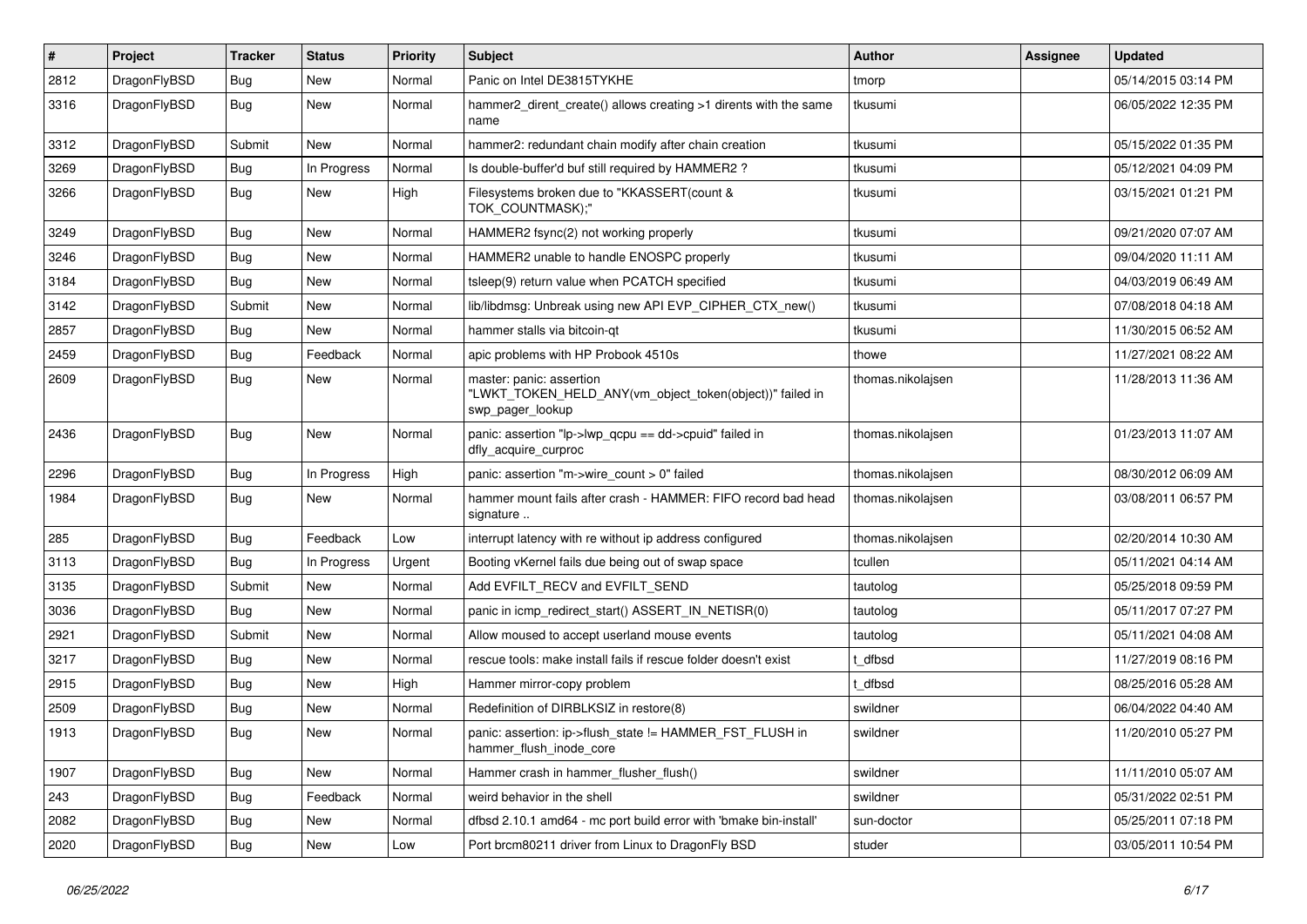| # | Project | Tracker | Status | Priority | Subject | Author | Assignee | Updated |
|---|---|---|---|---|---|---|---|---|
| 2812 | DragonFlyBSD | Bug | New | Normal | Panic on Intel DE3815TYKHE | tmorp | | 05/14/2015 03:14 PM |
| 3316 | DragonFlyBSD | Bug | New | Normal | hammer2_dirent_create() allows creating >1 dirents with the same name | tkusumi | | 06/05/2022 12:35 PM |
| 3312 | DragonFlyBSD | Submit | New | Normal | hammer2: redundant chain modify after chain creation | tkusumi | | 05/15/2022 01:35 PM |
| 3269 | DragonFlyBSD | Bug | In Progress | Normal | Is double-buffer'd buf still required by HAMMER2 ? | tkusumi | | 05/12/2021 04:09 PM |
| 3266 | DragonFlyBSD | Bug | New | High | Filesystems broken due to "KKASSERT(count & TOK_COUNTMASK);" | tkusumi | | 03/15/2021 01:21 PM |
| 3249 | DragonFlyBSD | Bug | New | Normal | HAMMER2 fsync(2) not working properly | tkusumi | | 09/21/2020 07:07 AM |
| 3246 | DragonFlyBSD | Bug | New | Normal | HAMMER2 unable to handle ENOSPC properly | tkusumi | | 09/04/2020 11:11 AM |
| 3184 | DragonFlyBSD | Bug | New | Normal | tsleep(9) return value when PCATCH specified | tkusumi | | 04/03/2019 06:49 AM |
| 3142 | DragonFlyBSD | Submit | New | Normal | lib/libdmsg: Unbreak using new API EVP_CIPHER_CTX_new() | tkusumi | | 07/08/2018 04:18 AM |
| 2857 | DragonFlyBSD | Bug | New | Normal | hammer stalls via bitcoin-qt | tkusumi | | 11/30/2015 06:52 AM |
| 2459 | DragonFlyBSD | Bug | Feedback | Normal | apic problems with HP Probook 4510s | thowe | | 11/27/2021 08:22 AM |
| 2609 | DragonFlyBSD | Bug | New | Normal | master: panic: assertion "LWKT_TOKEN_HELD_ANY(vm_object_token(object))" failed in swp_pager_lookup | thomas.nikolajsen | | 11/28/2013 11:36 AM |
| 2436 | DragonFlyBSD | Bug | New | Normal | panic: assertion "lp->lwp_qcpu == dd->cpuid" failed in dfly_acquire_curproc | thomas.nikolajsen | | 01/23/2013 11:07 AM |
| 2296 | DragonFlyBSD | Bug | In Progress | High | panic: assertion "m->wire_count > 0" failed | thomas.nikolajsen | | 08/30/2012 06:09 AM |
| 1984 | DragonFlyBSD | Bug | New | Normal | hammer mount fails after crash - HAMMER: FIFO record bad head signature .. | thomas.nikolajsen | | 03/08/2011 06:57 PM |
| 285 | DragonFlyBSD | Bug | Feedback | Low | interrupt latency with re without ip address configured | thomas.nikolajsen | | 02/20/2014 10:30 AM |
| 3113 | DragonFlyBSD | Bug | In Progress | Urgent | Booting vKernel fails due being out of swap space | tcullen | | 05/11/2021 04:14 AM |
| 3135 | DragonFlyBSD | Submit | New | Normal | Add EVFILT_RECV and EVFILT_SEND | tautolog | | 05/25/2018 09:59 PM |
| 3036 | DragonFlyBSD | Bug | New | Normal | panic in icmp_redirect_start() ASSERT_IN_NETISR(0) | tautolog | | 05/11/2017 07:27 PM |
| 2921 | DragonFlyBSD | Submit | New | Normal | Allow moused to accept userland mouse events | tautolog | | 05/11/2021 04:08 AM |
| 3217 | DragonFlyBSD | Bug | New | Normal | rescue tools: make install fails if rescue folder doesn't exist | t_dfbsd | | 11/27/2019 08:16 PM |
| 2915 | DragonFlyBSD | Bug | New | High | Hammer mirror-copy problem | t_dfbsd | | 08/25/2016 05:28 AM |
| 2509 | DragonFlyBSD | Bug | New | Normal | Redefinition of DIRBLKSIZ in restore(8) | swildner | | 06/04/2022 04:40 AM |
| 1913 | DragonFlyBSD | Bug | New | Normal | panic: assertion: ip->flush_state != HAMMER_FST_FLUSH in hammer_flush_inode_core | swildner | | 11/20/2010 05:27 PM |
| 1907 | DragonFlyBSD | Bug | New | Normal | Hammer crash in hammer_flusher_flush() | swildner | | 11/11/2010 05:07 AM |
| 243 | DragonFlyBSD | Bug | Feedback | Normal | weird behavior in the shell | swildner | | 05/31/2022 02:51 PM |
| 2082 | DragonFlyBSD | Bug | New | Normal | dfbsd 2.10.1 amd64 - mc port build error with 'bmake bin-install' | sun-doctor | | 05/25/2011 07:18 PM |
| 2020 | DragonFlyBSD | Bug | New | Low | Port brcm80211 driver from Linux to DragonFly BSD | studer | | 03/05/2011 10:54 PM |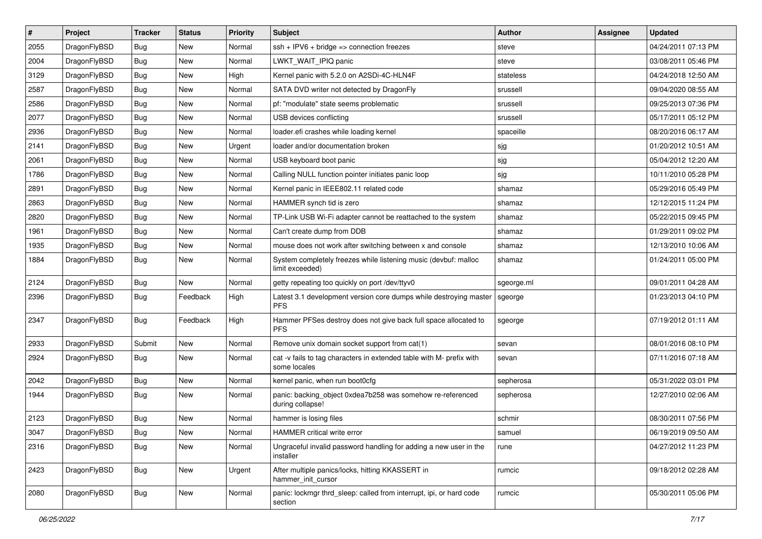| # | Project | Tracker | Status | Priority | Subject | Author | Assignee | Updated |
|---|---|---|---|---|---|---|---|---|
| 2055 | DragonFlyBSD | Bug | New | Normal | ssh + IPV6 + bridge => connection freezes | steve | | 04/24/2011 07:13 PM |
| 2004 | DragonFlyBSD | Bug | New | Normal | LWKT_WAIT_IPIQ panic | steve | | 03/08/2011 05:46 PM |
| 3129 | DragonFlyBSD | Bug | New | High | Kernel panic with 5.2.0 on A2SDi-4C-HLN4F | stateless | | 04/24/2018 12:50 AM |
| 2587 | DragonFlyBSD | Bug | New | Normal | SATA DVD writer not detected by DragonFly | srussell | | 09/04/2020 08:55 AM |
| 2586 | DragonFlyBSD | Bug | New | Normal | pf: "modulate" state seems problematic | srussell | | 09/25/2013 07:36 PM |
| 2077 | DragonFlyBSD | Bug | New | Normal | USB devices conflicting | srussell | | 05/17/2011 05:12 PM |
| 2936 | DragonFlyBSD | Bug | New | Normal | loader.efi crashes while loading kernel | spaceille | | 08/20/2016 06:17 AM |
| 2141 | DragonFlyBSD | Bug | New | Urgent | loader and/or documentation broken | sjg | | 01/20/2012 10:51 AM |
| 2061 | DragonFlyBSD | Bug | New | Normal | USB keyboard boot panic | sjg | | 05/04/2012 12:20 AM |
| 1786 | DragonFlyBSD | Bug | New | Normal | Calling NULL function pointer initiates panic loop | sjg | | 10/11/2010 05:28 PM |
| 2891 | DragonFlyBSD | Bug | New | Normal | Kernel panic in IEEE802.11 related code | shamaz | | 05/29/2016 05:49 PM |
| 2863 | DragonFlyBSD | Bug | New | Normal | HAMMER synch tid is zero | shamaz | | 12/12/2015 11:24 PM |
| 2820 | DragonFlyBSD | Bug | New | Normal | TP-Link USB Wi-Fi adapter cannot be reattached to the system | shamaz | | 05/22/2015 09:45 PM |
| 1961 | DragonFlyBSD | Bug | New | Normal | Can't create dump from DDB | shamaz | | 01/29/2011 09:02 PM |
| 1935 | DragonFlyBSD | Bug | New | Normal | mouse does not work after switching between x and console | shamaz | | 12/13/2010 10:06 AM |
| 1884 | DragonFlyBSD | Bug | New | Normal | System completely freezes while listening music (devbuf: malloc limit exceeded) | shamaz | | 01/24/2011 05:00 PM |
| 2124 | DragonFlyBSD | Bug | New | Normal | getty repeating too quickly on port /dev/ttyv0 | sgeorge.ml | | 09/01/2011 04:28 AM |
| 2396 | DragonFlyBSD | Bug | Feedback | High | Latest 3.1 development version core dumps while destroying master PFS | sgeorge | | 01/23/2013 04:10 PM |
| 2347 | DragonFlyBSD | Bug | Feedback | High | Hammer PFSes destroy does not give back full space allocated to PFS | sgeorge | | 07/19/2012 01:11 AM |
| 2933 | DragonFlyBSD | Submit | New | Normal | Remove unix domain socket support from cat(1) | sevan | | 08/01/2016 08:10 PM |
| 2924 | DragonFlyBSD | Bug | New | Normal | cat -v fails to tag characters in extended table with M- prefix with some locales | sevan | | 07/11/2016 07:18 AM |
| 2042 | DragonFlyBSD | Bug | New | Normal | kernel panic, when run boot0cfg | sepherosa | | 05/31/2022 03:01 PM |
| 1944 | DragonFlyBSD | Bug | New | Normal | panic: backing_object 0xdea7b258 was somehow re-referenced during collapse! | sepherosa | | 12/27/2010 02:06 AM |
| 2123 | DragonFlyBSD | Bug | New | Normal | hammer is losing files | schmir | | 08/30/2011 07:56 PM |
| 3047 | DragonFlyBSD | Bug | New | Normal | HAMMER critical write error | samuel | | 06/19/2019 09:50 AM |
| 2316 | DragonFlyBSD | Bug | New | Normal | Ungraceful invalid password handling for adding a new user in the installer | rune | | 04/27/2012 11:23 PM |
| 2423 | DragonFlyBSD | Bug | New | Urgent | After multiple panics/locks, hitting KKASSERT in hammer_init_cursor | rumcic | | 09/18/2012 02:28 AM |
| 2080 | DragonFlyBSD | Bug | New | Normal | panic: lockmgr thrd_sleep: called from interrupt, ipi, or hard code section | rumcic | | 05/30/2011 05:06 PM |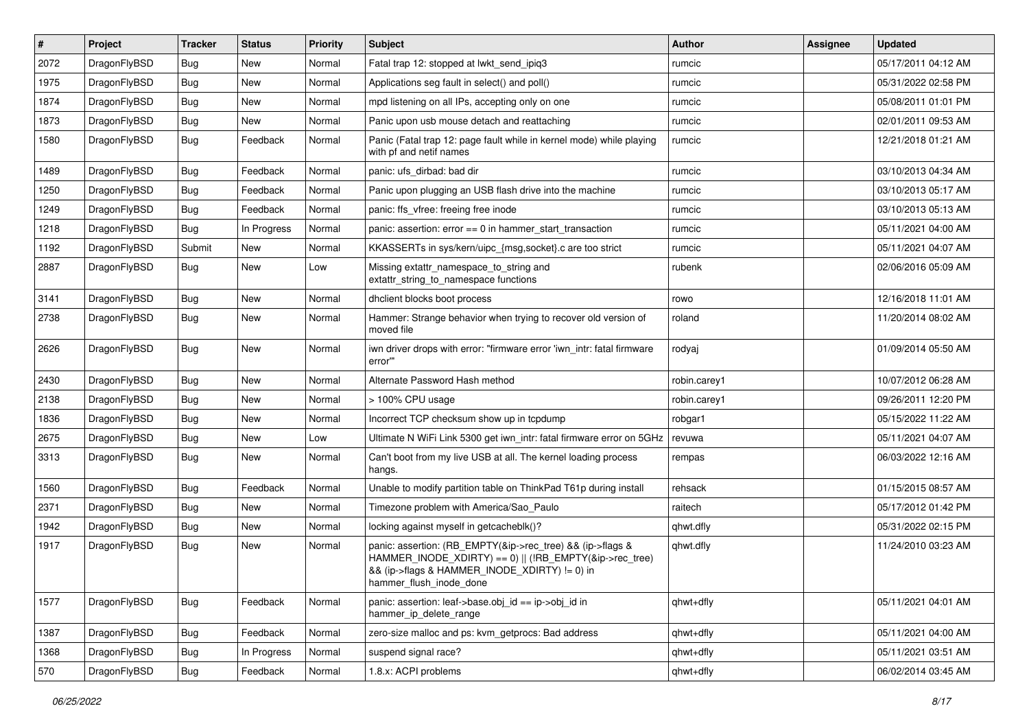| # | Project | Tracker | Status | Priority | Subject | Author | Assignee | Updated |
|---|---|---|---|---|---|---|---|---|
| 2072 | DragonFlyBSD | Bug | New | Normal | Fatal trap 12: stopped at lwkt_send_ipiq3 | rumcic | | 05/17/2011 04:12 AM |
| 1975 | DragonFlyBSD | Bug | New | Normal | Applications seg fault in select() and poll() | rumcic | | 05/31/2022 02:58 PM |
| 1874 | DragonFlyBSD | Bug | New | Normal | mpd listening on all IPs, accepting only on one | rumcic | | 05/08/2011 01:01 PM |
| 1873 | DragonFlyBSD | Bug | New | Normal | Panic upon usb mouse detach and reattaching | rumcic | | 02/01/2011 09:53 AM |
| 1580 | DragonFlyBSD | Bug | Feedback | Normal | Panic (Fatal trap 12: page fault while in kernel mode) while playing with pf and netif names | rumcic | | 12/21/2018 01:21 AM |
| 1489 | DragonFlyBSD | Bug | Feedback | Normal | panic: ufs_dirbad: bad dir | rumcic | | 03/10/2013 04:34 AM |
| 1250 | DragonFlyBSD | Bug | Feedback | Normal | Panic upon plugging an USB flash drive into the machine | rumcic | | 03/10/2013 05:17 AM |
| 1249 | DragonFlyBSD | Bug | Feedback | Normal | panic: ffs_vfree: freeing free inode | rumcic | | 03/10/2013 05:13 AM |
| 1218 | DragonFlyBSD | Bug | In Progress | Normal | panic: assertion: error == 0 in hammer_start_transaction | rumcic | | 05/11/2021 04:00 AM |
| 1192 | DragonFlyBSD | Submit | New | Normal | KKASSERTs in sys/kern/uipc_{msg,socket}.c are too strict | rumcic | | 05/11/2021 04:07 AM |
| 2887 | DragonFlyBSD | Bug | New | Low | Missing extattr_namespace_to_string and extattr_string_to_namespace functions | rubenk | | 02/06/2016 05:09 AM |
| 3141 | DragonFlyBSD | Bug | New | Normal | dhclient blocks boot process | rowo | | 12/16/2018 11:01 AM |
| 2738 | DragonFlyBSD | Bug | New | Normal | Hammer: Strange behavior when trying to recover old version of moved file | roland | | 11/20/2014 08:02 AM |
| 2626 | DragonFlyBSD | Bug | New | Normal | iwn driver drops with error: "firmware error 'iwn_intr: fatal firmware error'" | rodyaj | | 01/09/2014 05:50 AM |
| 2430 | DragonFlyBSD | Bug | New | Normal | Alternate Password Hash method | robin.carey1 | | 10/07/2012 06:28 AM |
| 2138 | DragonFlyBSD | Bug | New | Normal | > 100% CPU usage | robin.carey1 | | 09/26/2011 12:20 PM |
| 1836 | DragonFlyBSD | Bug | New | Normal | Incorrect TCP checksum show up in tcpdump | robgar1 | | 05/15/2022 11:22 AM |
| 2675 | DragonFlyBSD | Bug | New | Low | Ultimate N WiFi Link 5300 get iwn_intr: fatal firmware error on 5GHz | revuwa | | 05/11/2021 04:07 AM |
| 3313 | DragonFlyBSD | Bug | New | Normal | Can't boot from my live USB at all. The kernel loading process hangs. | rempas | | 06/03/2022 12:16 AM |
| 1560 | DragonFlyBSD | Bug | Feedback | Normal | Unable to modify partition table on ThinkPad T61p during install | rehsack | | 01/15/2015 08:57 AM |
| 2371 | DragonFlyBSD | Bug | New | Normal | Timezone problem with America/Sao_Paulo | raitech | | 05/17/2012 01:42 PM |
| 1942 | DragonFlyBSD | Bug | New | Normal | locking against myself in getcacheblk()? | qhwt.dfly | | 05/31/2022 02:15 PM |
| 1917 | DragonFlyBSD | Bug | New | Normal | panic: assertion: (RB_EMPTY(&ip->rec_tree) && (ip->flags & HAMMER_INODE_XDIRTY) == 0) \|\| (!RB_EMPTY(&ip->rec_tree) && (ip->flags & HAMMER_INODE_XDIRTY) != 0) in hammer_flush_inode_done | qhwt.dfly | | 11/24/2010 03:23 AM |
| 1577 | DragonFlyBSD | Bug | Feedback | Normal | panic: assertion: leaf->base.obj_id == ip->obj_id in hammer_ip_delete_range | qhwt+dfly | | 05/11/2021 04:01 AM |
| 1387 | DragonFlyBSD | Bug | Feedback | Normal | zero-size malloc and ps: kvm_getprocs: Bad address | qhwt+dfly | | 05/11/2021 04:00 AM |
| 1368 | DragonFlyBSD | Bug | In Progress | Normal | suspend signal race? | qhwt+dfly | | 05/11/2021 03:51 AM |
| 570 | DragonFlyBSD | Bug | Feedback | Normal | 1.8.x: ACPI problems | qhwt+dfly | | 06/02/2014 03:45 AM |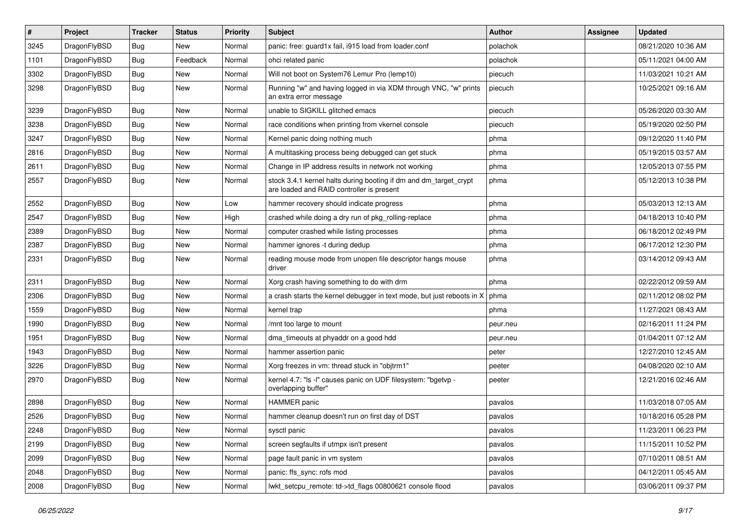| # | Project | Tracker | Status | Priority | Subject | Author | Assignee | Updated |
|---|---|---|---|---|---|---|---|---|
| 3245 | DragonFlyBSD | Bug | New | Normal | panic: free: guard1x fail, i915 load from loader.conf | polachok | | 08/21/2020 10:36 AM |
| 1101 | DragonFlyBSD | Bug | Feedback | Normal | ohci related panic | polachok | | 05/11/2021 04:00 AM |
| 3302 | DragonFlyBSD | Bug | New | Normal | Will not boot on System76 Lemur Pro (lemp10) | piecuch | | 11/03/2021 10:21 AM |
| 3298 | DragonFlyBSD | Bug | New | Normal | Running "w" and having logged in via XDM through VNC, "w" prints an extra error message | piecuch | | 10/25/2021 09:16 AM |
| 3239 | DragonFlyBSD | Bug | New | Normal | unable to SIGKILL glitched emacs | piecuch | | 05/26/2020 03:30 AM |
| 3238 | DragonFlyBSD | Bug | New | Normal | race conditions when printing from vkernel console | piecuch | | 05/19/2020 02:50 PM |
| 3247 | DragonFlyBSD | Bug | New | Normal | Kernel panic doing nothing much | phma | | 09/12/2020 11:40 PM |
| 2816 | DragonFlyBSD | Bug | New | Normal | A multitasking process being debugged can get stuck | phma | | 05/19/2015 03:57 AM |
| 2611 | DragonFlyBSD | Bug | New | Normal | Change in IP address results in network not working | phma | | 12/05/2013 07:55 PM |
| 2557 | DragonFlyBSD | Bug | New | Normal | stock 3.4.1 kernel halts during booting if dm and dm_target_crypt are loaded and RAID controller is present | phma | | 05/12/2013 10:38 PM |
| 2552 | DragonFlyBSD | Bug | New | Low | hammer recovery should indicate progress | phma | | 05/03/2013 12:13 AM |
| 2547 | DragonFlyBSD | Bug | New | High | crashed while doing a dry run of pkg_rolling-replace | phma | | 04/18/2013 10:40 PM |
| 2389 | DragonFlyBSD | Bug | New | Normal | computer crashed while listing processes | phma | | 06/18/2012 02:49 PM |
| 2387 | DragonFlyBSD | Bug | New | Normal | hammer ignores -t during dedup | phma | | 06/17/2012 12:30 PM |
| 2331 | DragonFlyBSD | Bug | New | Normal | reading mouse mode from unopen file descriptor hangs mouse driver | phma | | 03/14/2012 09:43 AM |
| 2311 | DragonFlyBSD | Bug | New | Normal | Xorg crash having something to do with drm | phma | | 02/22/2012 09:59 AM |
| 2306 | DragonFlyBSD | Bug | New | Normal | a crash starts the kernel debugger in text mode, but just reboots in X | phma | | 02/11/2012 08:02 PM |
| 1559 | DragonFlyBSD | Bug | New | Normal | kernel trap | phma | | 11/27/2021 08:43 AM |
| 1990 | DragonFlyBSD | Bug | New | Normal | /mnt too large to mount | peur.neu | | 02/16/2011 11:24 PM |
| 1951 | DragonFlyBSD | Bug | New | Normal | dma_timeouts at phyaddr on a good hdd | peur.neu | | 01/04/2011 07:12 AM |
| 1943 | DragonFlyBSD | Bug | New | Normal | hammer assertion panic | peter | | 12/27/2010 12:45 AM |
| 3226 | DragonFlyBSD | Bug | New | Normal | Xorg freezes in vm: thread stuck in "objtrm1" | peeter | | 04/08/2020 02:10 AM |
| 2970 | DragonFlyBSD | Bug | New | Normal | kernel 4.7: "ls -l" causes panic on UDF filesystem: "bgetvp - overlapping buffer" | peeter | | 12/21/2016 02:46 AM |
| 2898 | DragonFlyBSD | Bug | New | Normal | HAMMER panic | pavalos | | 11/03/2018 07:05 AM |
| 2526 | DragonFlyBSD | Bug | New | Normal | hammer cleanup doesn't run on first day of DST | pavalos | | 10/18/2016 05:28 PM |
| 2248 | DragonFlyBSD | Bug | New | Normal | sysctl panic | pavalos | | 11/23/2011 06:23 PM |
| 2199 | DragonFlyBSD | Bug | New | Normal | screen segfaults if utmpx isn't present | pavalos | | 11/15/2011 10:52 PM |
| 2099 | DragonFlyBSD | Bug | New | Normal | page fault panic in vm system | pavalos | | 07/10/2011 08:51 AM |
| 2048 | DragonFlyBSD | Bug | New | Normal | panic: ffs_sync: rofs mod | pavalos | | 04/12/2011 05:45 AM |
| 2008 | DragonFlyBSD | Bug | New | Normal | lwkt_setcpu_remote: td->td_flags 00800621 console flood | pavalos | | 03/06/2011 09:37 PM |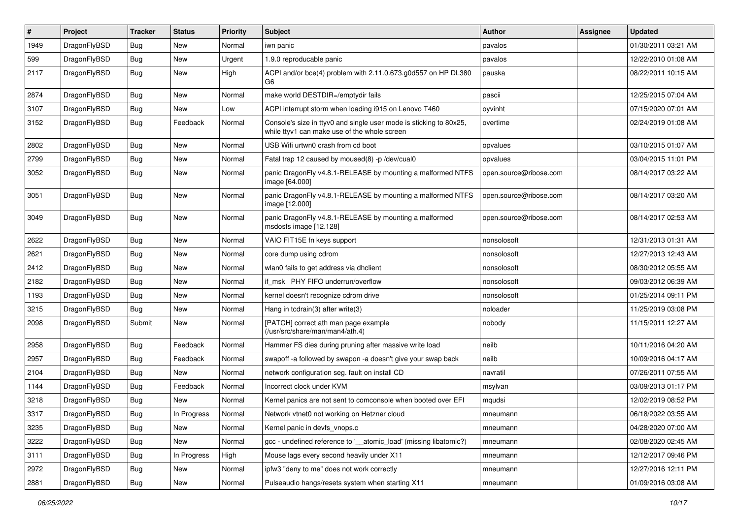| # | Project | Tracker | Status | Priority | Subject | Author | Assignee | Updated |
|---|---|---|---|---|---|---|---|---|
| 1949 | DragonFlyBSD | Bug | New | Normal | iwn panic | pavalos | | 01/30/2011 03:21 AM |
| 599 | DragonFlyBSD | Bug | New | Urgent | 1.9.0 reproducable panic | pavalos | | 12/22/2010 01:08 AM |
| 2117 | DragonFlyBSD | Bug | New | High | ACPI and/or bce(4) problem with 2.11.0.673.g0d557 on HP DL380 G6 | pauska | | 08/22/2011 10:15 AM |
| 2874 | DragonFlyBSD | Bug | New | Normal | make world DESTDIR=/emptydir fails | pascii | | 12/25/2015 07:04 AM |
| 3107 | DragonFlyBSD | Bug | New | Low | ACPI interrupt storm when loading i915 on Lenovo T460 | oyvinht | | 07/15/2020 07:01 AM |
| 3152 | DragonFlyBSD | Bug | Feedback | Normal | Console's size in ttyv0 and single user mode is sticking to 80x25, while ttyv1 can make use of the whole screen | overtime | | 02/24/2019 01:08 AM |
| 2802 | DragonFlyBSD | Bug | New | Normal | USB Wifi urtwn0 crash from cd boot | opvalues | | 03/10/2015 01:07 AM |
| 2799 | DragonFlyBSD | Bug | New | Normal | Fatal trap 12 caused by moused(8) -p /dev/cual0 | opvalues | | 03/04/2015 11:01 PM |
| 3052 | DragonFlyBSD | Bug | New | Normal | panic DragonFly v4.8.1-RELEASE by mounting a malformed NTFS image [64.000] | open.source@ribose.com | | 08/14/2017 03:22 AM |
| 3051 | DragonFlyBSD | Bug | New | Normal | panic DragonFly v4.8.1-RELEASE by mounting a malformed NTFS image [12.000] | open.source@ribose.com | | 08/14/2017 03:20 AM |
| 3049 | DragonFlyBSD | Bug | New | Normal | panic DragonFly v4.8.1-RELEASE by mounting a malformed msdosfs image [12.128] | open.source@ribose.com | | 08/14/2017 02:53 AM |
| 2622 | DragonFlyBSD | Bug | New | Normal | VAIO FIT15E fn keys support | nonsolosoft | | 12/31/2013 01:31 AM |
| 2621 | DragonFlyBSD | Bug | New | Normal | core dump using cdrom | nonsolosoft | | 12/27/2013 12:43 AM |
| 2412 | DragonFlyBSD | Bug | New | Normal | wlan0 fails to get address via dhclient | nonsolosoft | | 08/30/2012 05:55 AM |
| 2182 | DragonFlyBSD | Bug | New | Normal | if_msk PHY FIFO underrun/overflow | nonsolosoft | | 09/03/2012 06:39 AM |
| 1193 | DragonFlyBSD | Bug | New | Normal | kernel doesn't recognize cdrom drive | nonsolosoft | | 01/25/2014 09:11 PM |
| 3215 | DragonFlyBSD | Bug | New | Normal | Hang in tcdrain(3) after write(3) | noloader | | 11/25/2019 03:08 PM |
| 2098 | DragonFlyBSD | Submit | New | Normal | [PATCH] correct ath man page example (/usr/src/share/man/man4/ath.4) | nobody | | 11/15/2011 12:27 AM |
| 2958 | DragonFlyBSD | Bug | Feedback | Normal | Hammer FS dies during pruning after massive write load | neilb | | 10/11/2016 04:20 AM |
| 2957 | DragonFlyBSD | Bug | Feedback | Normal | swapoff -a followed by swapon -a doesn't give your swap back | neilb | | 10/09/2016 04:17 AM |
| 2104 | DragonFlyBSD | Bug | New | Normal | network configuration seg. fault on install CD | navratil | | 07/26/2011 07:55 AM |
| 1144 | DragonFlyBSD | Bug | Feedback | Normal | Incorrect clock under KVM | msylvan | | 03/09/2013 01:17 PM |
| 3218 | DragonFlyBSD | Bug | New | Normal | Kernel panics are not sent to comconsole when booted over EFI | mqudsi | | 12/02/2019 08:52 PM |
| 3317 | DragonFlyBSD | Bug | In Progress | Normal | Network vtnet0 not working on Hetzner cloud | mneumann | | 06/18/2022 03:55 AM |
| 3235 | DragonFlyBSD | Bug | New | Normal | Kernel panic in devfs_vnops.c | mneumann | | 04/28/2020 07:00 AM |
| 3222 | DragonFlyBSD | Bug | New | Normal | gcc - undefined reference to '__atomic_load' (missing libatomic?) | mneumann | | 02/08/2020 02:45 AM |
| 3111 | DragonFlyBSD | Bug | In Progress | High | Mouse lags every second heavily under X11 | mneumann | | 12/12/2017 09:46 PM |
| 2972 | DragonFlyBSD | Bug | New | Normal | ipfw3 "deny to me" does not work correctly | mneumann | | 12/27/2016 12:11 PM |
| 2881 | DragonFlyBSD | Bug | New | Normal | Pulseaudio hangs/resets system when starting X11 | mneumann | | 01/09/2016 03:08 AM |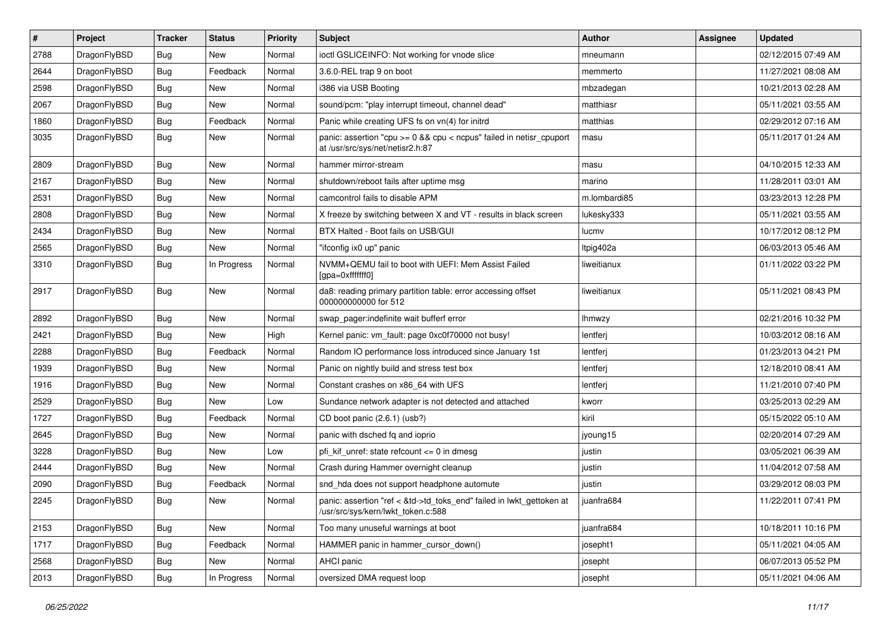| # | Project | Tracker | Status | Priority | Subject | Author | Assignee | Updated |
|---|---|---|---|---|---|---|---|---|
| 2788 | DragonFlyBSD | Bug | New | Normal | ioctl GSLICEINFO: Not working for vnode slice | mneumann | | 02/12/2015 07:49 AM |
| 2644 | DragonFlyBSD | Bug | Feedback | Normal | 3.6.0-REL trap 9 on boot | memmerto | | 11/27/2021 08:08 AM |
| 2598 | DragonFlyBSD | Bug | New | Normal | i386 via USB Booting | mbzadegan | | 10/21/2013 02:28 AM |
| 2067 | DragonFlyBSD | Bug | New | Normal | sound/pcm: "play interrupt timeout, channel dead" | matthiasr | | 05/11/2021 03:55 AM |
| 1860 | DragonFlyBSD | Bug | Feedback | Normal | Panic while creating UFS fs on vn(4) for initrd | matthias | | 02/29/2012 07:16 AM |
| 3035 | DragonFlyBSD | Bug | New | Normal | panic: assertion "cpu >= 0 && cpu < ncpus" failed in netisr_cpuport at /usr/src/sys/net/netisr2.h:87 | masu | | 05/11/2017 01:24 AM |
| 2809 | DragonFlyBSD | Bug | New | Normal | hammer mirror-stream | masu | | 04/10/2015 12:33 AM |
| 2167 | DragonFlyBSD | Bug | New | Normal | shutdown/reboot fails after uptime msg | marino | | 11/28/2011 03:01 AM |
| 2531 | DragonFlyBSD | Bug | New | Normal | camcontrol fails to disable APM | m.lombardi85 | | 03/23/2013 12:28 PM |
| 2808 | DragonFlyBSD | Bug | New | Normal | X freeze by switching between X and VT - results in black screen | lukesky333 | | 05/11/2021 03:55 AM |
| 2434 | DragonFlyBSD | Bug | New | Normal | BTX Halted - Boot fails on USB/GUI | lucmv | | 10/17/2012 08:12 PM |
| 2565 | DragonFlyBSD | Bug | New | Normal | "ifconfig ix0 up" panic | ltpig402a | | 06/03/2013 05:46 AM |
| 3310 | DragonFlyBSD | Bug | In Progress | Normal | NVMM+QEMU fail to boot with UEFI: Mem Assist Failed [gpa=0xfffffff0] | liweitianux | | 01/11/2022 03:22 PM |
| 2917 | DragonFlyBSD | Bug | New | Normal | da8: reading primary partition table: error accessing offset 000000000000 for 512 | liweitianux | | 05/11/2021 08:43 PM |
| 2892 | DragonFlyBSD | Bug | New | Normal | swap_pager:indefinite wait bufferf error | lhmwzy | | 02/21/2016 10:32 PM |
| 2421 | DragonFlyBSD | Bug | New | High | Kernel panic: vm_fault: page 0xc0f70000 not busy! | lentferj | | 10/03/2012 08:16 AM |
| 2288 | DragonFlyBSD | Bug | Feedback | Normal | Random IO performance loss introduced since January 1st | lentferj | | 01/23/2013 04:21 PM |
| 1939 | DragonFlyBSD | Bug | New | Normal | Panic on nightly build and stress test box | lentferj | | 12/18/2010 08:41 AM |
| 1916 | DragonFlyBSD | Bug | New | Normal | Constant crashes on x86_64 with UFS | lentferj | | 11/21/2010 07:40 PM |
| 2529 | DragonFlyBSD | Bug | New | Low | Sundance network adapter is not detected and attached | kworr | | 03/25/2013 02:29 AM |
| 1727 | DragonFlyBSD | Bug | Feedback | Normal | CD boot panic (2.6.1) (usb?) | kiril | | 05/15/2022 05:10 AM |
| 2645 | DragonFlyBSD | Bug | New | Normal | panic with dsched fq and ioprio | jyoung15 | | 02/20/2014 07:29 AM |
| 3228 | DragonFlyBSD | Bug | New | Low | pfi_kif_unref: state refcount <= 0 in dmesg | justin | | 03/05/2021 06:39 AM |
| 2444 | DragonFlyBSD | Bug | New | Normal | Crash during Hammer overnight cleanup | justin | | 11/04/2012 07:58 AM |
| 2090 | DragonFlyBSD | Bug | Feedback | Normal | snd_hda does not support headphone automute | justin | | 03/29/2012 08:03 PM |
| 2245 | DragonFlyBSD | Bug | New | Normal | panic: assertion "ref < &td->td_toks_end" failed in lwkt_gettoken at /usr/src/sys/kern/lwkt_token.c:588 | juanfra684 | | 11/22/2011 07:41 PM |
| 2153 | DragonFlyBSD | Bug | New | Normal | Too many unuseful warnings at boot | juanfra684 | | 10/18/2011 10:16 PM |
| 1717 | DragonFlyBSD | Bug | Feedback | Normal | HAMMER panic in hammer_cursor_down() | josepht1 | | 05/11/2021 04:05 AM |
| 2568 | DragonFlyBSD | Bug | New | Normal | AHCI panic | josepht | | 06/07/2013 05:52 PM |
| 2013 | DragonFlyBSD | Bug | In Progress | Normal | oversized DMA request loop | josepht | | 05/11/2021 04:06 AM |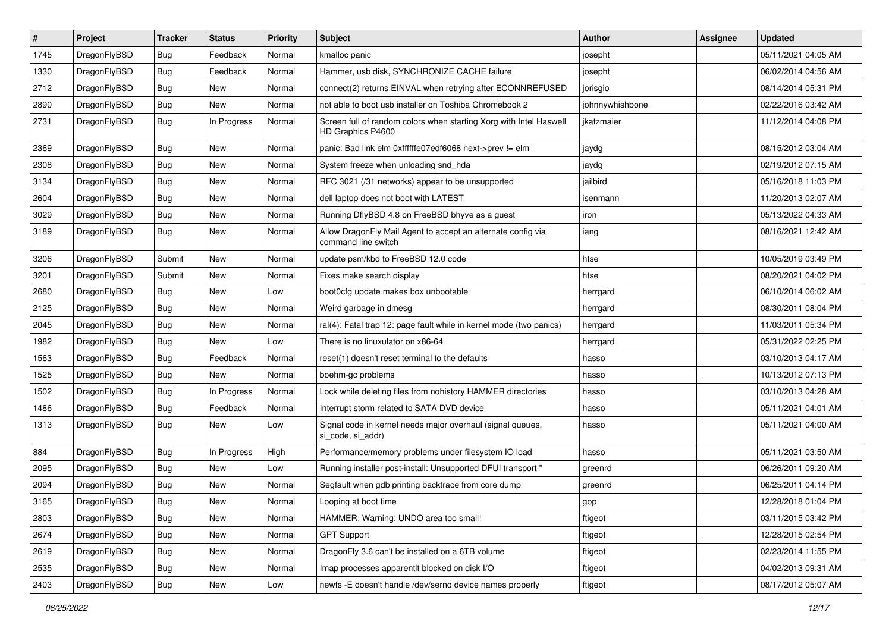| # | Project | Tracker | Status | Priority | Subject | Author | Assignee | Updated |
|---|---|---|---|---|---|---|---|---|
| 1745 | DragonFlyBSD | Bug | Feedback | Normal | kmalloc panic | josepht | | 05/11/2021 04:05 AM |
| 1330 | DragonFlyBSD | Bug | Feedback | Normal | Hammer, usb disk, SYNCHRONIZE CACHE failure | josepht | | 06/02/2014 04:56 AM |
| 2712 | DragonFlyBSD | Bug | New | Normal | connect(2) returns EINVAL when retrying after ECONNREFUSED | jorisgio | | 08/14/2014 05:31 PM |
| 2890 | DragonFlyBSD | Bug | New | Normal | not able to boot usb installer on Toshiba Chromebook 2 | johnnywhishbone | | 02/22/2016 03:42 AM |
| 2731 | DragonFlyBSD | Bug | In Progress | Normal | Screen full of random colors when starting Xorg with Intel Haswell HD Graphics P4600 | jkatzmaier | | 11/12/2014 04:08 PM |
| 2369 | DragonFlyBSD | Bug | New | Normal | panic: Bad link elm 0xffffffe07edf6068 next->prev != elm | jaydg | | 08/15/2012 03:04 AM |
| 2308 | DragonFlyBSD | Bug | New | Normal | System freeze when unloading snd_hda | jaydg | | 02/19/2012 07:15 AM |
| 3134 | DragonFlyBSD | Bug | New | Normal | RFC 3021 (/31 networks) appear to be unsupported | jailbird | | 05/16/2018 11:03 PM |
| 2604 | DragonFlyBSD | Bug | New | Normal | dell laptop does not boot with LATEST | isenmann | | 11/20/2013 02:07 AM |
| 3029 | DragonFlyBSD | Bug | New | Normal | Running DflyBSD 4.8 on FreeBSD bhyve as a guest | iron | | 05/13/2022 04:33 AM |
| 3189 | DragonFlyBSD | Bug | New | Normal | Allow DragonFly Mail Agent to accept an alternate config via command line switch | iang | | 08/16/2021 12:42 AM |
| 3206 | DragonFlyBSD | Submit | New | Normal | update psm/kbd to FreeBSD 12.0 code | htse | | 10/05/2019 03:49 PM |
| 3201 | DragonFlyBSD | Submit | New | Normal | Fixes make search display | htse | | 08/20/2021 04:02 PM |
| 2680 | DragonFlyBSD | Bug | New | Low | boot0cfg update makes box unbootable | herrgard | | 06/10/2014 06:02 AM |
| 2125 | DragonFlyBSD | Bug | New | Normal | Weird garbage in dmesg | herrgard | | 08/30/2011 08:04 PM |
| 2045 | DragonFlyBSD | Bug | New | Normal | ral(4): Fatal trap 12: page fault while in kernel mode (two panics) | herrgard | | 11/03/2011 05:34 PM |
| 1982 | DragonFlyBSD | Bug | New | Low | There is no linuxulator on x86-64 | herrgard | | 05/31/2022 02:25 PM |
| 1563 | DragonFlyBSD | Bug | Feedback | Normal | reset(1) doesn't reset terminal to the defaults | hasso | | 03/10/2013 04:17 AM |
| 1525 | DragonFlyBSD | Bug | New | Normal | boehm-gc problems | hasso | | 10/13/2012 07:13 PM |
| 1502 | DragonFlyBSD | Bug | In Progress | Normal | Lock while deleting files from nohistory HAMMER directories | hasso | | 03/10/2013 04:28 AM |
| 1486 | DragonFlyBSD | Bug | Feedback | Normal | Interrupt storm related to SATA DVD device | hasso | | 05/11/2021 04:01 AM |
| 1313 | DragonFlyBSD | Bug | New | Low | Signal code in kernel needs major overhaul (signal queues, si_code, si_addr) | hasso | | 05/11/2021 04:00 AM |
| 884 | DragonFlyBSD | Bug | In Progress | High | Performance/memory problems under filesystem IO load | hasso | | 05/11/2021 03:50 AM |
| 2095 | DragonFlyBSD | Bug | New | Low | Running installer post-install: Unsupported DFUI transport " | greenrd | | 06/26/2011 09:20 AM |
| 2094 | DragonFlyBSD | Bug | New | Normal | Segfault when gdb printing backtrace from core dump | greenrd | | 06/25/2011 04:14 PM |
| 3165 | DragonFlyBSD | Bug | New | Normal | Looping at boot time | gop | | 12/28/2018 01:04 PM |
| 2803 | DragonFlyBSD | Bug | New | Normal | HAMMER: Warning: UNDO area too small! | ftigeot | | 03/11/2015 03:42 PM |
| 2674 | DragonFlyBSD | Bug | New | Normal | GPT Support | ftigeot | | 12/28/2015 02:54 PM |
| 2619 | DragonFlyBSD | Bug | New | Normal | DragonFly 3.6 can't be installed on a 6TB volume | ftigeot | | 02/23/2014 11:55 PM |
| 2535 | DragonFlyBSD | Bug | New | Normal | Imap processes apparentlt blocked on disk I/O | ftigeot | | 04/02/2013 09:31 AM |
| 2403 | DragonFlyBSD | Bug | New | Low | newfs -E doesn't handle /dev/serno device names properly | ftigeot | | 08/17/2012 05:07 AM |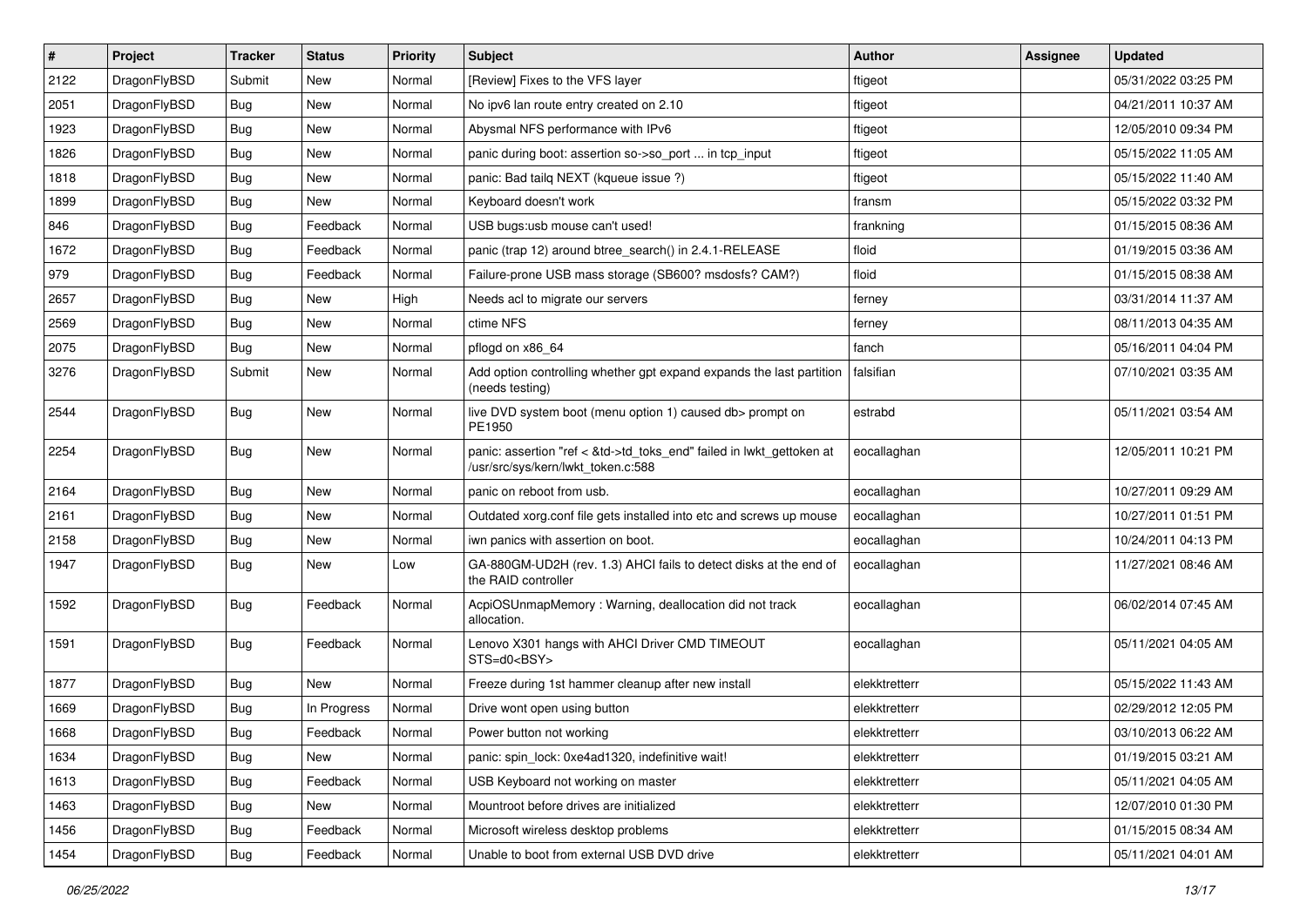| # | Project | Tracker | Status | Priority | Subject | Author | Assignee | Updated |
|---|---|---|---|---|---|---|---|---|
| 2122 | DragonFlyBSD | Submit | New | Normal | [Review] Fixes to the VFS layer | ftigeot | | 05/31/2022 03:25 PM |
| 2051 | DragonFlyBSD | Bug | New | Normal | No ipv6 lan route entry created on 2.10 | ftigeot | | 04/21/2011 10:37 AM |
| 1923 | DragonFlyBSD | Bug | New | Normal | Abysmal NFS performance with IPv6 | ftigeot | | 12/05/2010 09:34 PM |
| 1826 | DragonFlyBSD | Bug | New | Normal | panic during boot: assertion so->so_port ... in tcp_input | ftigeot | | 05/15/2022 11:05 AM |
| 1818 | DragonFlyBSD | Bug | New | Normal | panic: Bad tailq NEXT (kqueue issue ?) | ftigeot | | 05/15/2022 11:40 AM |
| 1899 | DragonFlyBSD | Bug | New | Normal | Keyboard doesn't work | fransm | | 05/15/2022 03:32 PM |
| 846 | DragonFlyBSD | Bug | Feedback | Normal | USB bugs:usb mouse can't used! | frankning | | 01/15/2015 08:36 AM |
| 1672 | DragonFlyBSD | Bug | Feedback | Normal | panic (trap 12) around btree_search() in 2.4.1-RELEASE | floid | | 01/19/2015 03:36 AM |
| 979 | DragonFlyBSD | Bug | Feedback | Normal | Failure-prone USB mass storage (SB600? msdosfs? CAM?) | floid | | 01/15/2015 08:38 AM |
| 2657 | DragonFlyBSD | Bug | New | High | Needs acl to migrate our servers | ferney | | 03/31/2014 11:37 AM |
| 2569 | DragonFlyBSD | Bug | New | Normal | ctime NFS | ferney | | 08/11/2013 04:35 AM |
| 2075 | DragonFlyBSD | Bug | New | Normal | pflogd on x86_64 | fanch | | 05/16/2011 04:04 PM |
| 3276 | DragonFlyBSD | Submit | New | Normal | Add option controlling whether gpt expand expands the last partition (needs testing) | falsifian | | 07/10/2021 03:35 AM |
| 2544 | DragonFlyBSD | Bug | New | Normal | live DVD system boot (menu option 1) caused db> prompt on PE1950 | estrabd | | 05/11/2021 03:54 AM |
| 2254 | DragonFlyBSD | Bug | New | Normal | panic: assertion "ref < &td->td_toks_end" failed in lwkt_gettoken at /usr/src/sys/kern/lwkt_token.c:588 | eocallaghan | | 12/05/2011 10:21 PM |
| 2164 | DragonFlyBSD | Bug | New | Normal | panic on reboot from usb. | eocallaghan | | 10/27/2011 09:29 AM |
| 2161 | DragonFlyBSD | Bug | New | Normal | Outdated xorg.conf file gets installed into etc and screws up mouse | eocallaghan | | 10/27/2011 01:51 PM |
| 2158 | DragonFlyBSD | Bug | New | Normal | iwn panics with assertion on boot. | eocallaghan | | 10/24/2011 04:13 PM |
| 1947 | DragonFlyBSD | Bug | New | Low | GA-880GM-UD2H (rev. 1.3) AHCI fails to detect disks at the end of the RAID controller | eocallaghan | | 11/27/2021 08:46 AM |
| 1592 | DragonFlyBSD | Bug | Feedback | Normal | AcpiOSUnmapMemory : Warning, deallocation did not track allocation. | eocallaghan | | 06/02/2014 07:45 AM |
| 1591 | DragonFlyBSD | Bug | Feedback | Normal | Lenovo X301 hangs with AHCI Driver CMD TIMEOUT STS=d0<BSY> | eocallaghan | | 05/11/2021 04:05 AM |
| 1877 | DragonFlyBSD | Bug | New | Normal | Freeze during 1st hammer cleanup after new install | elekktretterr | | 05/15/2022 11:43 AM |
| 1669 | DragonFlyBSD | Bug | In Progress | Normal | Drive wont open using button | elekktretterr | | 02/29/2012 12:05 PM |
| 1668 | DragonFlyBSD | Bug | Feedback | Normal | Power button not working | elekktretterr | | 03/10/2013 06:22 AM |
| 1634 | DragonFlyBSD | Bug | New | Normal | panic: spin_lock: 0xe4ad1320, indefinitive wait! | elekktretterr | | 01/19/2015 03:21 AM |
| 1613 | DragonFlyBSD | Bug | Feedback | Normal | USB Keyboard not working on master | elekktretterr | | 05/11/2021 04:05 AM |
| 1463 | DragonFlyBSD | Bug | New | Normal | Mountroot before drives are initialized | elekktretterr | | 12/07/2010 01:30 PM |
| 1456 | DragonFlyBSD | Bug | Feedback | Normal | Microsoft wireless desktop problems | elekktretterr | | 01/15/2015 08:34 AM |
| 1454 | DragonFlyBSD | Bug | Feedback | Normal | Unable to boot from external USB DVD drive | elekktretterr | | 05/11/2021 04:01 AM |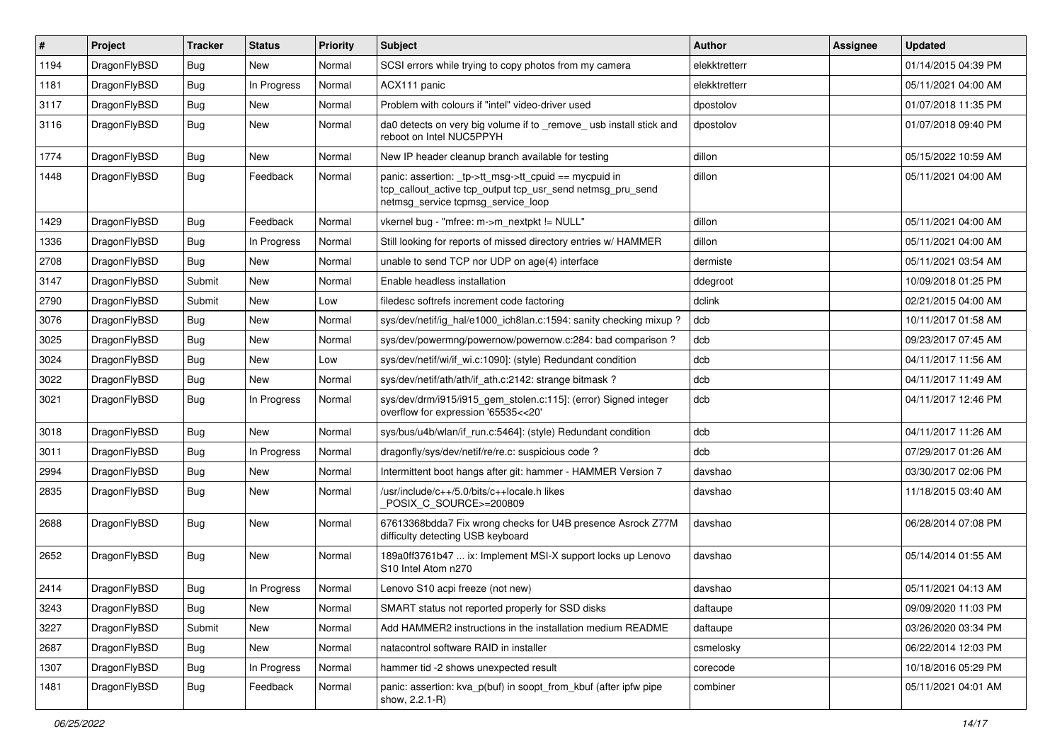| # | Project | Tracker | Status | Priority | Subject | Author | Assignee | Updated |
|---|---|---|---|---|---|---|---|---|
| 1194 | DragonFlyBSD | Bug | New | Normal | SCSI errors while trying to copy photos from my camera | elekktretterr | | 01/14/2015 04:39 PM |
| 1181 | DragonFlyBSD | Bug | In Progress | Normal | ACX111 panic | elekktretterr | | 05/11/2021 04:00 AM |
| 3117 | DragonFlyBSD | Bug | New | Normal | Problem with colours if "intel" video-driver used | dpostolov | | 01/07/2018 11:35 PM |
| 3116 | DragonFlyBSD | Bug | New | Normal | da0 detects on very big volume if to _remove_ usb install stick and reboot on Intel NUC5PPYH | dpostolov | | 01/07/2018 09:40 PM |
| 1774 | DragonFlyBSD | Bug | New | Normal | New IP header cleanup branch available for testing | dillon | | 05/15/2022 10:59 AM |
| 1448 | DragonFlyBSD | Bug | Feedback | Normal | panic: assertion: _tp->tt_msg->tt_cpuid == mycpuid in tcp_callout_active tcp_output tcp_usr_send netmsg_pru_send netmsg_service tcpmsg_service_loop | dillon | | 05/11/2021 04:00 AM |
| 1429 | DragonFlyBSD | Bug | Feedback | Normal | vkernel bug - "mfree: m->m_nextpkt != NULL" | dillon | | 05/11/2021 04:00 AM |
| 1336 | DragonFlyBSD | Bug | In Progress | Normal | Still looking for reports of missed directory entries w/ HAMMER | dillon | | 05/11/2021 04:00 AM |
| 2708 | DragonFlyBSD | Bug | New | Normal | unable to send TCP nor UDP on age(4) interface | dermiste | | 05/11/2021 03:54 AM |
| 3147 | DragonFlyBSD | Submit | New | Normal | Enable headless installation | ddegroot | | 10/09/2018 01:25 PM |
| 2790 | DragonFlyBSD | Submit | New | Low | filedesc softrefs increment code factoring | dclink | | 02/21/2015 04:00 AM |
| 3076 | DragonFlyBSD | Bug | New | Normal | sys/dev/netif/ig_hal/e1000_ich8lan.c:1594: sanity checking mixup ? | dcb | | 10/11/2017 01:58 AM |
| 3025 | DragonFlyBSD | Bug | New | Normal | sys/dev/powermng/powernow/powernow.c:284: bad comparison ? | dcb | | 09/23/2017 07:45 AM |
| 3024 | DragonFlyBSD | Bug | New | Low | sys/dev/netif/wi/if_wi.c:1090]: (style) Redundant condition | dcb | | 04/11/2017 11:56 AM |
| 3022 | DragonFlyBSD | Bug | New | Normal | sys/dev/netif/ath/ath/if_ath.c:2142: strange bitmask ? | dcb | | 04/11/2017 11:49 AM |
| 3021 | DragonFlyBSD | Bug | In Progress | Normal | sys/dev/drm/i915/i915_gem_stolen.c:115]: (error) Signed integer overflow for expression '65535<<20' | dcb | | 04/11/2017 12:46 PM |
| 3018 | DragonFlyBSD | Bug | New | Normal | sys/bus/u4b/wlan/if_run.c:5464]: (style) Redundant condition | dcb | | 04/11/2017 11:26 AM |
| 3011 | DragonFlyBSD | Bug | In Progress | Normal | dragonfly/sys/dev/netif/re/re.c: suspicious code ? | dcb | | 07/29/2017 01:26 AM |
| 2994 | DragonFlyBSD | Bug | New | Normal | Intermittent boot hangs after git: hammer - HAMMER Version 7 | davshao | | 03/30/2017 02:06 PM |
| 2835 | DragonFlyBSD | Bug | New | Normal | /usr/include/c++/5.0/bits/c++locale.h likes _POSIX_C_SOURCE>=200809 | davshao | | 11/18/2015 03:40 AM |
| 2688 | DragonFlyBSD | Bug | New | Normal | 67613368bdda7 Fix wrong checks for U4B presence Asrock Z77M difficulty detecting USB keyboard | davshao | | 06/28/2014 07:08 PM |
| 2652 | DragonFlyBSD | Bug | New | Normal | 189a0ff3761b47 ... ix: Implement MSI-X support locks up Lenovo S10 Intel Atom n270 | davshao | | 05/14/2014 01:55 AM |
| 2414 | DragonFlyBSD | Bug | In Progress | Normal | Lenovo S10 acpi freeze (not new) | davshao | | 05/11/2021 04:13 AM |
| 3243 | DragonFlyBSD | Bug | New | Normal | SMART status not reported properly for SSD disks | daftaupe | | 09/09/2020 11:03 PM |
| 3227 | DragonFlyBSD | Submit | New | Normal | Add HAMMER2 instructions in the installation medium README | daftaupe | | 03/26/2020 03:34 PM |
| 2687 | DragonFlyBSD | Bug | New | Normal | natacontrol software RAID in installer | csmelosky | | 06/22/2014 12:03 PM |
| 1307 | DragonFlyBSD | Bug | In Progress | Normal | hammer tid -2 shows unexpected result | corecode | | 10/18/2016 05:29 PM |
| 1481 | DragonFlyBSD | Bug | Feedback | Normal | panic: assertion: kva_p(buf) in soopt_from_kbuf (after ipfw pipe show, 2.2.1-R) | combiner | | 05/11/2021 04:01 AM |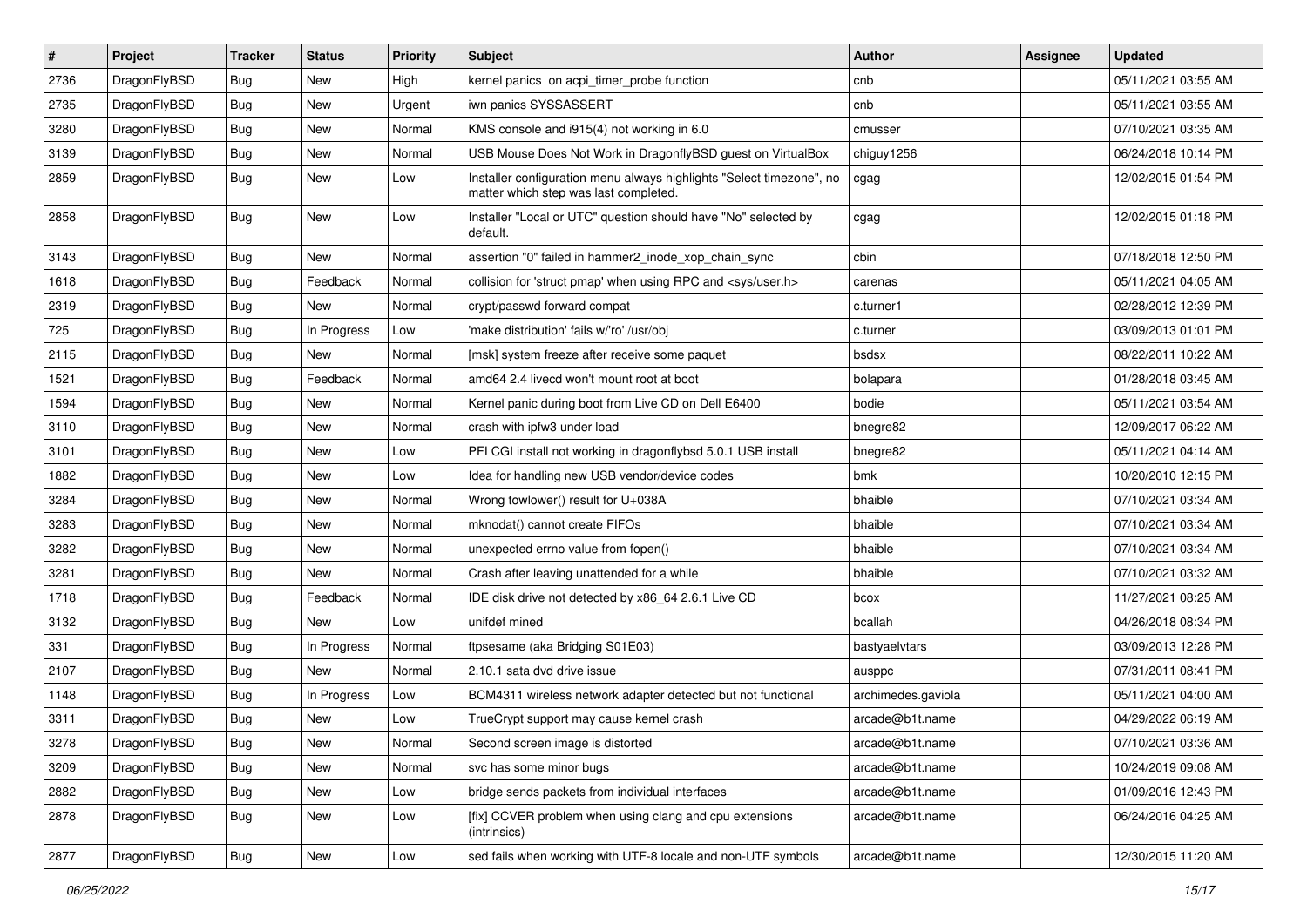| # | Project | Tracker | Status | Priority | Subject | Author | Assignee | Updated |
|---|---|---|---|---|---|---|---|---|
| 2736 | DragonFlyBSD | Bug | New | High | kernel panics on acpi_timer_probe function | cnb | | 05/11/2021 03:55 AM |
| 2735 | DragonFlyBSD | Bug | New | Urgent | iwn panics SYSSASSERT | cnb | | 05/11/2021 03:55 AM |
| 3280 | DragonFlyBSD | Bug | New | Normal | KMS console and i915(4) not working in 6.0 | cmusser | | 07/10/2021 03:35 AM |
| 3139 | DragonFlyBSD | Bug | New | Normal | USB Mouse Does Not Work in DragonflyBSD guest on VirtualBox | chiguy1256 | | 06/24/2018 10:14 PM |
| 2859 | DragonFlyBSD | Bug | New | Low | Installer configuration menu always highlights "Select timezone", no matter which step was last completed. | cgag | | 12/02/2015 01:54 PM |
| 2858 | DragonFlyBSD | Bug | New | Low | Installer "Local or UTC" question should have "No" selected by default. | cgag | | 12/02/2015 01:18 PM |
| 3143 | DragonFlyBSD | Bug | New | Normal | assertion "0" failed in hammer2_inode_xop_chain_sync | cbin | | 07/18/2018 12:50 PM |
| 1618 | DragonFlyBSD | Bug | Feedback | Normal | collision for 'struct pmap' when using RPC and <sys/user.h> | carenas | | 05/11/2021 04:05 AM |
| 2319 | DragonFlyBSD | Bug | New | Normal | crypt/passwd forward compat | c.turner1 | | 02/28/2012 12:39 PM |
| 725 | DragonFlyBSD | Bug | In Progress | Low | 'make distribution' fails w/'ro' /usr/obj | c.turner | | 03/09/2013 01:01 PM |
| 2115 | DragonFlyBSD | Bug | New | Normal | [msk] system freeze after receive some paquet | bsdsx | | 08/22/2011 10:22 AM |
| 1521 | DragonFlyBSD | Bug | Feedback | Normal | amd64 2.4 livecd won't mount root at boot | bolapara | | 01/28/2018 03:45 AM |
| 1594 | DragonFlyBSD | Bug | New | Normal | Kernel panic during boot from Live CD on Dell E6400 | bodie | | 05/11/2021 03:54 AM |
| 3110 | DragonFlyBSD | Bug | New | Normal | crash with ipfw3 under load | bnegre82 | | 12/09/2017 06:22 AM |
| 3101 | DragonFlyBSD | Bug | New | Low | PFI CGI install not working in dragonflybsd 5.0.1 USB install | bnegre82 | | 05/11/2021 04:14 AM |
| 1882 | DragonFlyBSD | Bug | New | Low | Idea for handling new USB vendor/device codes | bmk | | 10/20/2010 12:15 PM |
| 3284 | DragonFlyBSD | Bug | New | Normal | Wrong towlower() result for U+038A | bhaible | | 07/10/2021 03:34 AM |
| 3283 | DragonFlyBSD | Bug | New | Normal | mknodat() cannot create FIFOs | bhaible | | 07/10/2021 03:34 AM |
| 3282 | DragonFlyBSD | Bug | New | Normal | unexpected errno value from fopen() | bhaible | | 07/10/2021 03:34 AM |
| 3281 | DragonFlyBSD | Bug | New | Normal | Crash after leaving unattended for a while | bhaible | | 07/10/2021 03:32 AM |
| 1718 | DragonFlyBSD | Bug | Feedback | Normal | IDE disk drive not detected by x86_64 2.6.1 Live CD | bcox | | 11/27/2021 08:25 AM |
| 3132 | DragonFlyBSD | Bug | New | Low | unifdef mined | bcallah | | 04/26/2018 08:34 PM |
| 331 | DragonFlyBSD | Bug | In Progress | Normal | ftpsesame (aka Bridging S01E03) | bastyaelvtars | | 03/09/2013 12:28 PM |
| 2107 | DragonFlyBSD | Bug | New | Normal | 2.10.1 sata dvd drive issue | ausppc | | 07/31/2011 08:41 PM |
| 1148 | DragonFlyBSD | Bug | In Progress | Low | BCM4311 wireless network adapter detected but not functional | archimedes.gaviola | | 05/11/2021 04:00 AM |
| 3311 | DragonFlyBSD | Bug | New | Low | TrueCrypt support may cause kernel crash | arcade@b1t.name | | 04/29/2022 06:19 AM |
| 3278 | DragonFlyBSD | Bug | New | Normal | Second screen image is distorted | arcade@b1t.name | | 07/10/2021 03:36 AM |
| 3209 | DragonFlyBSD | Bug | New | Normal | svc has some minor bugs | arcade@b1t.name | | 10/24/2019 09:08 AM |
| 2882 | DragonFlyBSD | Bug | New | Low | bridge sends packets from individual interfaces | arcade@b1t.name | | 01/09/2016 12:43 PM |
| 2878 | DragonFlyBSD | Bug | New | Low | [fix] CCVER problem when using clang and cpu extensions (intrinsics) | arcade@b1t.name | | 06/24/2016 04:25 AM |
| 2877 | DragonFlyBSD | Bug | New | Low | sed fails when working with UTF-8 locale and non-UTF symbols | arcade@b1t.name | | 12/30/2015 11:20 AM |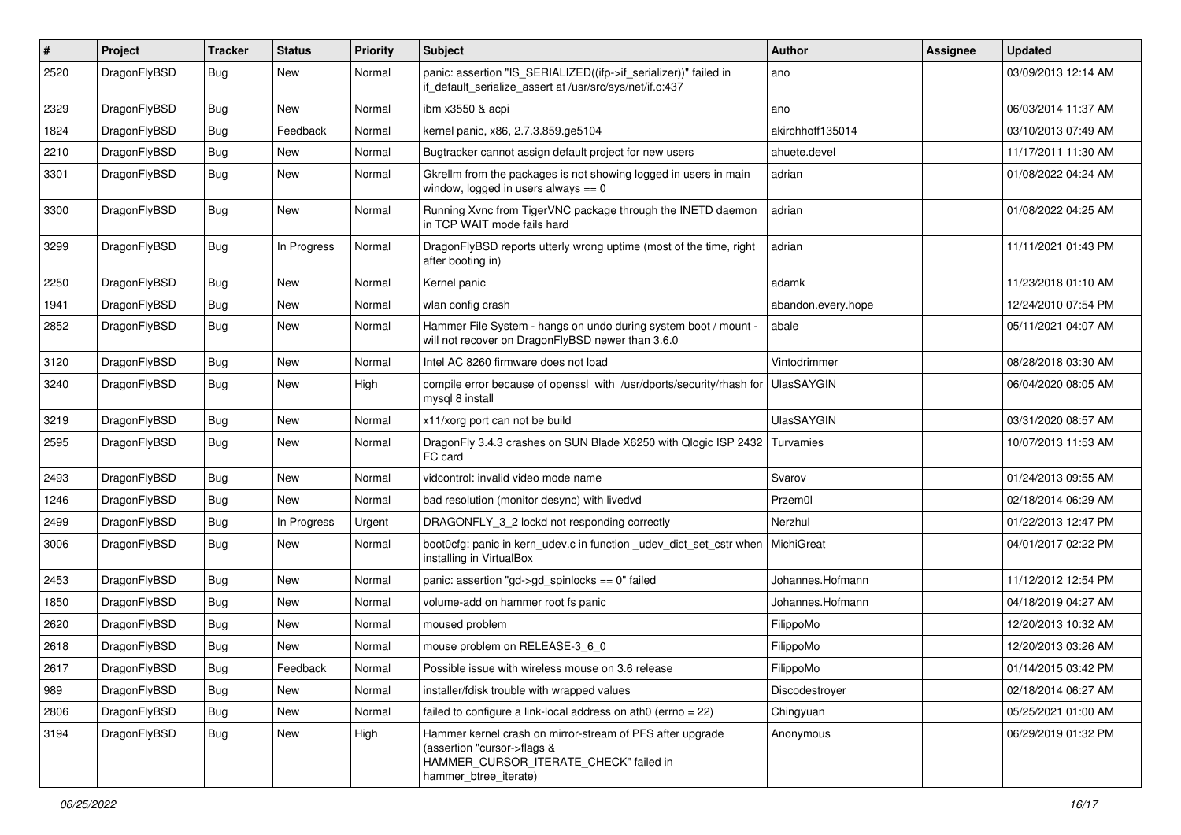| # | Project | Tracker | Status | Priority | Subject | Author | Assignee | Updated |
|---|---|---|---|---|---|---|---|---|
| 2520 | DragonFlyBSD | Bug | New | Normal | panic: assertion "IS_SERIALIZED((ifp->if_serializer))" failed in if_default_serialize_assert at /usr/src/sys/net/if.c:437 | ano | | 03/09/2013 12:14 AM |
| 2329 | DragonFlyBSD | Bug | New | Normal | ibm x3550 & acpi | ano | | 06/03/2014 11:37 AM |
| 1824 | DragonFlyBSD | Bug | Feedback | Normal | kernel panic, x86, 2.7.3.859.ge5104 | akirchhoff135014 | | 03/10/2013 07:49 AM |
| 2210 | DragonFlyBSD | Bug | New | Normal | Bugtracker cannot assign default project for new users | ahuete.devel | | 11/17/2011 11:30 AM |
| 3301 | DragonFlyBSD | Bug | New | Normal | Gkrellm from the packages is not showing logged in users in main window, logged in users always == 0 | adrian | | 01/08/2022 04:24 AM |
| 3300 | DragonFlyBSD | Bug | New | Normal | Running Xvnc from TigerVNC package through the INETD daemon in TCP WAIT mode fails hard | adrian | | 01/08/2022 04:25 AM |
| 3299 | DragonFlyBSD | Bug | In Progress | Normal | DragonFlyBSD reports utterly wrong uptime (most of the time, right after booting in) | adrian | | 11/11/2021 01:43 PM |
| 2250 | DragonFlyBSD | Bug | New | Normal | Kernel panic | adamk | | 11/23/2018 01:10 AM |
| 1941 | DragonFlyBSD | Bug | New | Normal | wlan config crash | abandon.every.hope | | 12/24/2010 07:54 PM |
| 2852 | DragonFlyBSD | Bug | New | Normal | Hammer File System - hangs on undo during system boot / mount - will not recover on DragonFlyBSD newer than 3.6.0 | abale | | 05/11/2021 04:07 AM |
| 3120 | DragonFlyBSD | Bug | New | Normal | Intel AC 8260 firmware does not load | Vintodrimmer | | 08/28/2018 03:30 AM |
| 3240 | DragonFlyBSD | Bug | New | High | compile error because of openssl with /usr/dports/security/rhash for mysql 8 install | UlasSAYGIN | | 06/04/2020 08:05 AM |
| 3219 | DragonFlyBSD | Bug | New | Normal | x11/xorg port can not be build | UlasSAYGIN | | 03/31/2020 08:57 AM |
| 2595 | DragonFlyBSD | Bug | New | Normal | DragonFly 3.4.3 crashes on SUN Blade X6250 with Qlogic ISP 2432 FC card | Turvamies | | 10/07/2013 11:53 AM |
| 2493 | DragonFlyBSD | Bug | New | Normal | vidcontrol: invalid video mode name | Svarov | | 01/24/2013 09:55 AM |
| 1246 | DragonFlyBSD | Bug | New | Normal | bad resolution (monitor desync) with livedvd | Przem0l | | 02/18/2014 06:29 AM |
| 2499 | DragonFlyBSD | Bug | In Progress | Urgent | DRAGONFLY_3_2 lockd not responding correctly | Nerzhul | | 01/22/2013 12:47 PM |
| 3006 | DragonFlyBSD | Bug | New | Normal | boot0cfg: panic in kern_udev.c in function _udev_dict_set_cstr when installing in VirtualBox | MichiGreat | | 04/01/2017 02:22 PM |
| 2453 | DragonFlyBSD | Bug | New | Normal | panic: assertion "gd->gd_spinlocks == 0" failed | Johannes.Hofmann | | 11/12/2012 12:54 PM |
| 1850 | DragonFlyBSD | Bug | New | Normal | volume-add on hammer root fs panic | Johannes.Hofmann | | 04/18/2019 04:27 AM |
| 2620 | DragonFlyBSD | Bug | New | Normal | moused problem | FilippoMo | | 12/20/2013 10:32 AM |
| 2618 | DragonFlyBSD | Bug | New | Normal | mouse problem on RELEASE-3_6_0 | FilippoMo | | 12/20/2013 03:26 AM |
| 2617 | DragonFlyBSD | Bug | Feedback | Normal | Possible issue with wireless mouse on 3.6 release | FilippoMo | | 01/14/2015 03:42 PM |
| 989 | DragonFlyBSD | Bug | New | Normal | installer/fdisk trouble with wrapped values | Discodestroyer | | 02/18/2014 06:27 AM |
| 2806 | DragonFlyBSD | Bug | New | Normal | failed to configure a link-local address on ath0 (errno = 22) | Chingyuan | | 05/25/2021 01:00 AM |
| 3194 | DragonFlyBSD | Bug | New | High | Hammer kernel crash on mirror-stream of PFS after upgrade (assertion "cursor->flags & HAMMER_CURSOR_ITERATE_CHECK" failed in hammer_btree_iterate) | Anonymous | | 06/29/2019 01:32 PM |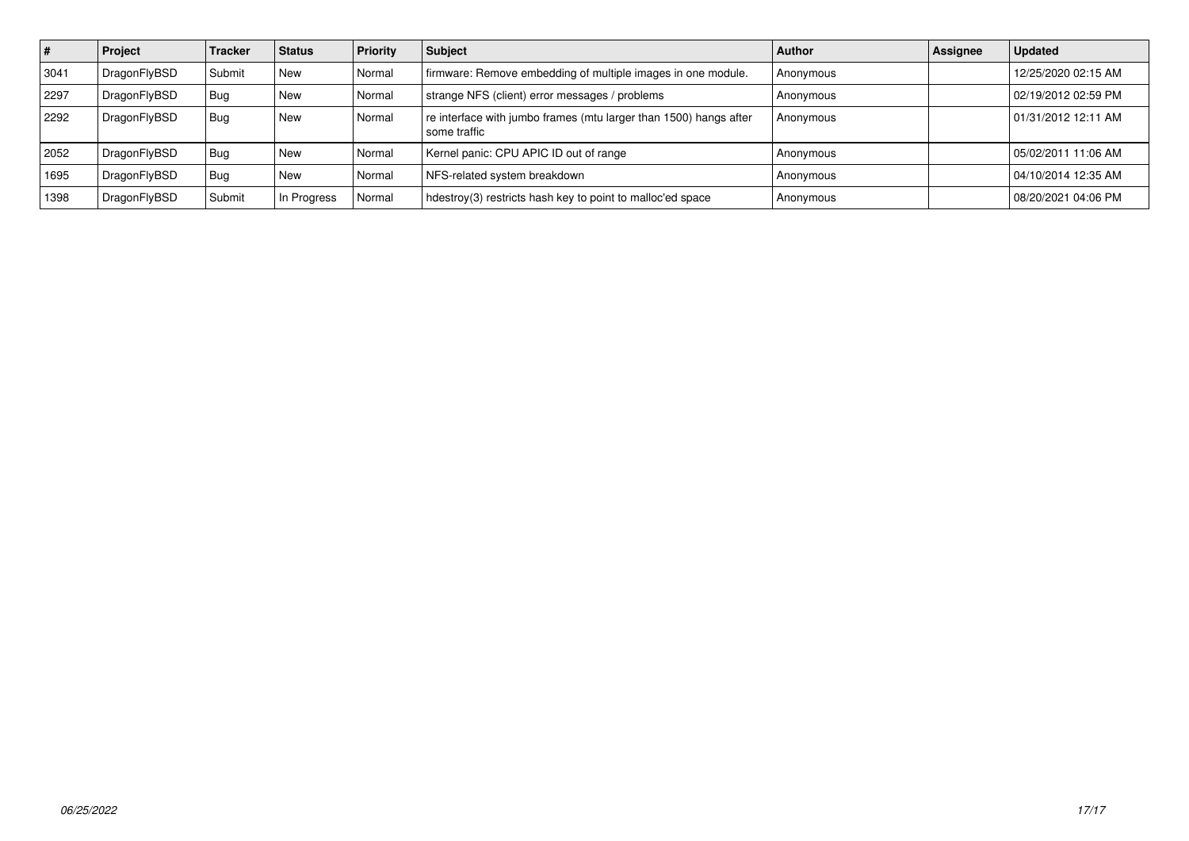| # | Project | Tracker | Status | Priority | Subject | Author | Assignee | Updated |
|---|---|---|---|---|---|---|---|---|
| 3041 | DragonFlyBSD | Submit | New | Normal | firmware: Remove embedding of multiple images in one module. | Anonymous | | 12/25/2020 02:15 AM |
| 2297 | DragonFlyBSD | Bug | New | Normal | strange NFS (client) error messages / problems | Anonymous | | 02/19/2012 02:59 PM |
| 2292 | DragonFlyBSD | Bug | New | Normal | re interface with jumbo frames (mtu larger than 1500) hangs after some traffic | Anonymous | | 01/31/2012 12:11 AM |
| 2052 | DragonFlyBSD | Bug | New | Normal | Kernel panic: CPU APIC ID out of range | Anonymous | | 05/02/2011 11:06 AM |
| 1695 | DragonFlyBSD | Bug | New | Normal | NFS-related system breakdown | Anonymous | | 04/10/2014 12:35 AM |
| 1398 | DragonFlyBSD | Submit | In Progress | Normal | hdestroy(3) restricts hash key to point to malloc'ed space | Anonymous | | 08/20/2021 04:06 PM |

*06/25/2022*